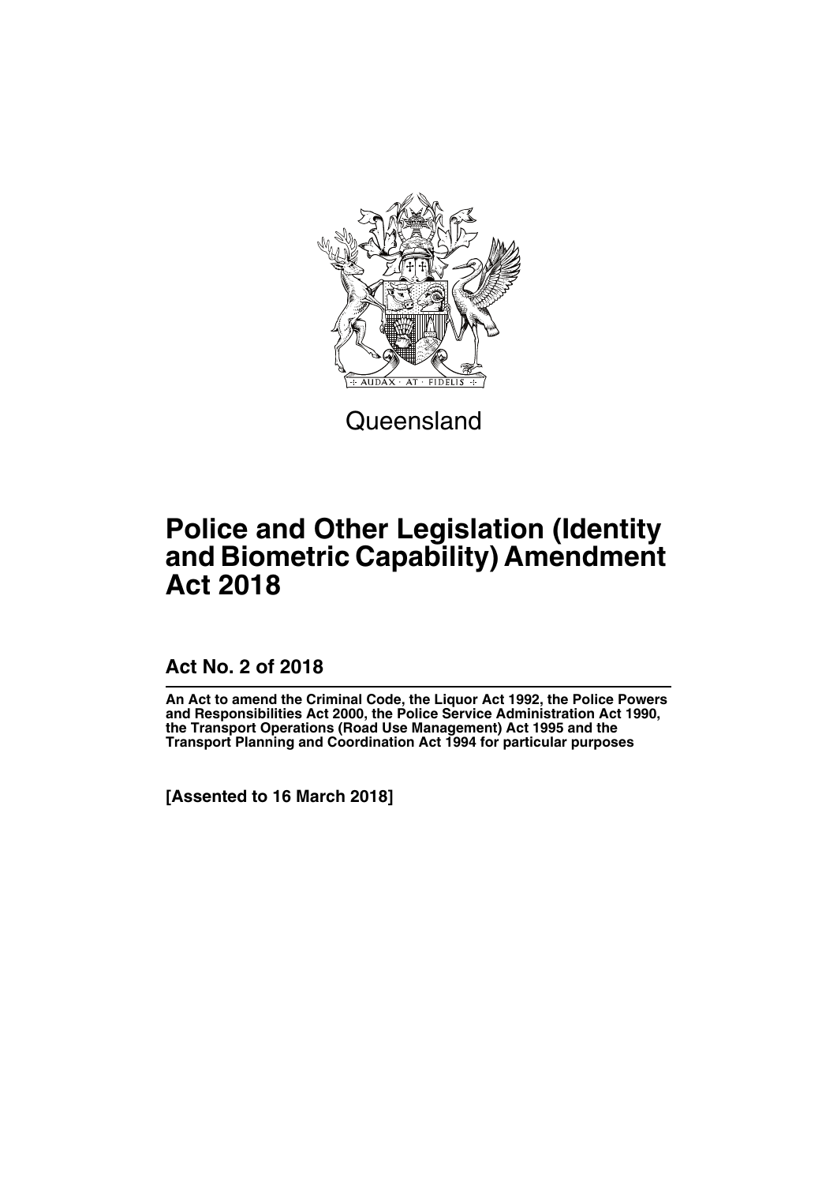Queensland

# Police and Other Legislation (Identity and Biometric Capability) Amendment Act 2018

## Act No. 2 of 2018

**An Act to amend the Criminal Code, the Liquor Act 1992, the Police Powers and Responsibilities Act 2000, the Police Service Administration Act 1990, the Transport Operations (Road Use Management) Act 1995 and the Transport Planning and Coordination Act 1994 for particular purposes**

**[Assented to 16 March 2018]**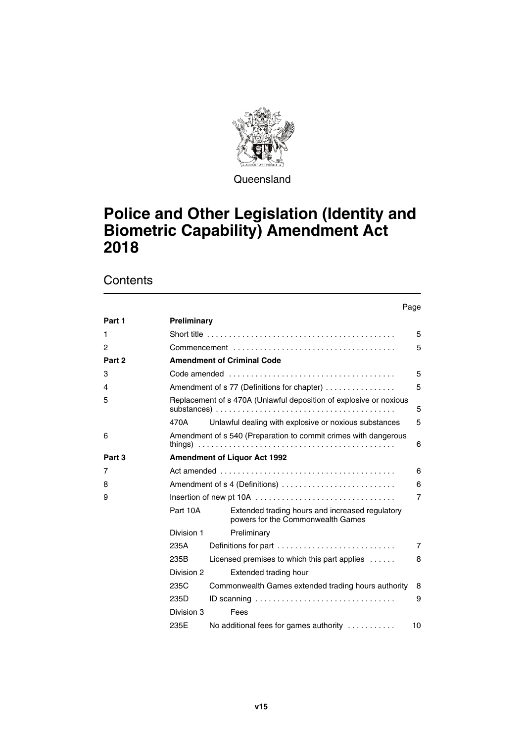Queensland

# Police and Other Legislation (Identity and Biometric Capability) Amendment Act 2018

## Contents

| | | | Page |
|---|---|---|---|
| **Part 1** | **Preliminary** | | |
| 1 | Short title | | 5 |
| 2 | Commencement | | 5 |
| **Part 2** | **Amendment of Criminal Code** | | |
| 3 | Code amended | | 5 |
| 4 | Amendment of s 77 (Definitions for chapter) | | 5 |
| 5 | Replacement of s 470A (Unlawful deposition of explosive or noxious substances) | | 5 |
| | 470A | Unlawful dealing with explosive or noxious substances | 5 |
| 6 | Amendment of s 540 (Preparation to commit crimes with dangerous things) | | 6 |
| **Part 3** | **Amendment of Liquor Act 1992** | | |
| 7 | Act amended | | 6 |
| 8 | Amendment of s 4 (Definitions) | | 6 |
| 9 | Insertion of new pt 10A | | 7 |
| | Part 10A | Extended trading hours and increased regulatory powers for the Commonwealth Games | |
| | Division 1 | Preliminary | |
| | 235A | Definitions for part | 7 |
| | 235B | Licensed premises to which this part applies | 8 |
| | Division 2 | Extended trading hour | |
| | 235C | Commonwealth Games extended trading hours authority | 8 |
| | 235D | ID scanning | 9 |
| | Division 3 | Fees | |
| | 235E | No additional fees for games authority | 10 |

v15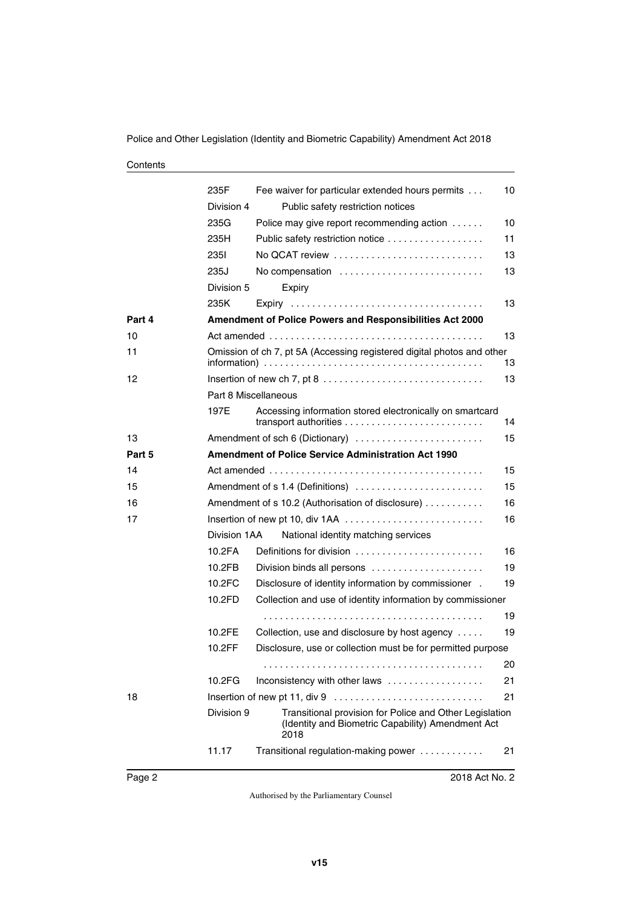Contents

| | | | |
|---|---|---|---|
| | 235F | Fee waiver for particular extended hours permits | 10 |
| | Division 4 | Public safety restriction notices | |
| | 235G | Police may give report recommending action | 10 |
| | 235H | Public safety restriction notice | 11 |
| | 235I | No QCAT review | 13 |
| | 235J | No compensation | 13 |
| | Division 5 | Expiry | |
| | 235K | Expiry | 13 |
| **Part 4** | **Amendment of Police Powers and Responsibilities Act 2000** | | |
| 10 | Act amended | | 13 |
| 11 | Omission of ch 7, pt 5A (Accessing registered digital photos and other information) | | 13 |
| 12 | Insertion of new ch 7, pt 8 | | 13 |
| | Part 8 Miscellaneous | | |
| | 197E | Accessing information stored electronically on smartcard transport authorities | 14 |
| 13 | Amendment of sch 6 (Dictionary) | | 15 |
| **Part 5** | **Amendment of Police Service Administration Act 1990** | | |
| 14 | Act amended | | 15 |
| 15 | Amendment of s 1.4 (Definitions) | | 15 |
| 16 | Amendment of s 10.2 (Authorisation of disclosure) | | 16 |
| 17 | Insertion of new pt 10, div 1AA | | 16 |
| | Division 1AA | National identity matching services | |
| | 10.2FA | Definitions for division | 16 |
| | 10.2FB | Division binds all persons | 19 |
| | 10.2FC | Disclosure of identity information by commissioner | 19 |
| | 10.2FD | Collection and use of identity information by commissioner | 19 |
| | 10.2FE | Collection, use and disclosure by host agency | 19 |
| | 10.2FF | Disclosure, use or collection must be for permitted purpose | 20 |
| | 10.2FG | Inconsistency with other laws | 21 |
| 18 | Insertion of new pt 11, div 9 | | 21 |
| | Division 9 | Transitional provision for Police and Other Legislation (Identity and Biometric Capability) Amendment Act 2018 | |
| | 11.17 | Transitional regulation-making power | 21 |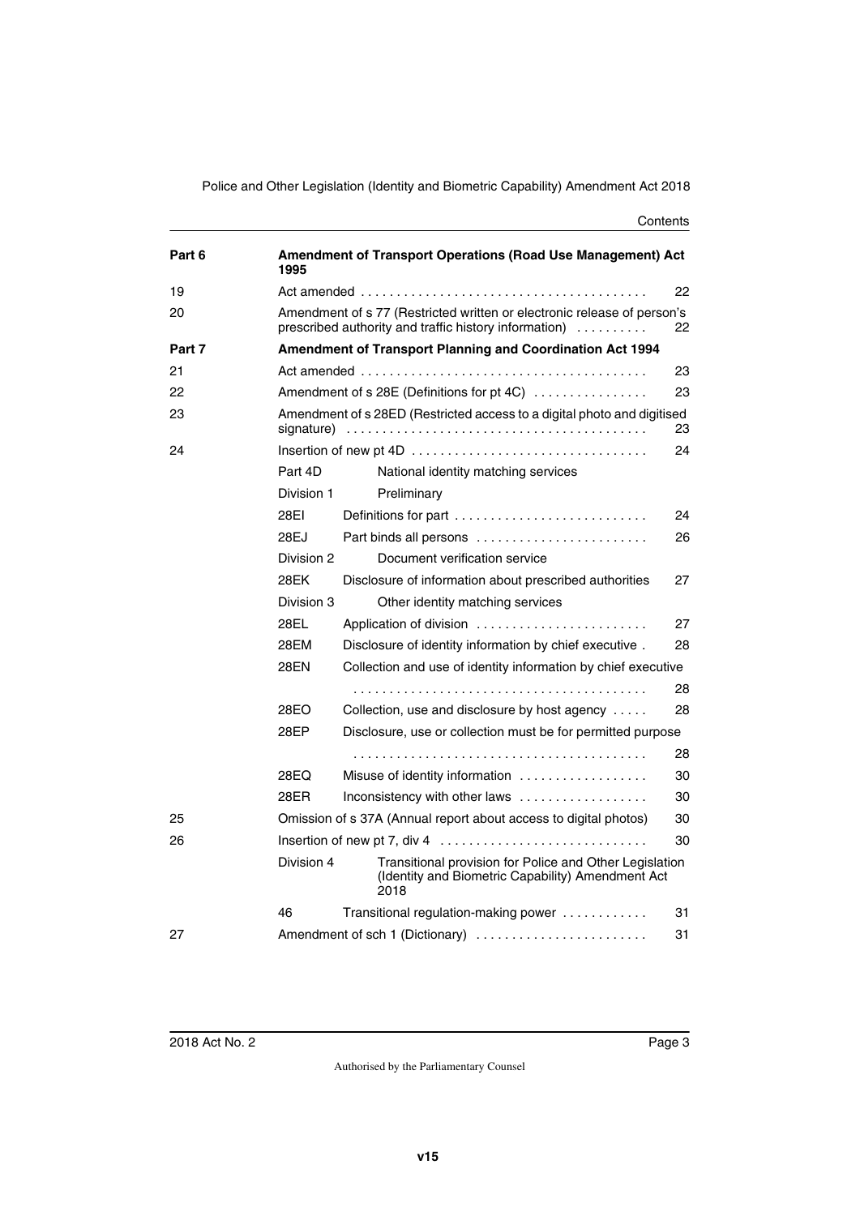| | | | |
|---|---|---|---|
| **Part 6** | **Amendment of Transport Operations (Road Use Management) Act 1995** | | |
| 19 | Act amended | | 22 |
| 20 | Amendment of s 77 (Restricted written or electronic release of person's prescribed authority and traffic history information) | | 22 |
| **Part 7** | **Amendment of Transport Planning and Coordination Act 1994** | | |
| 21 | Act amended | | 23 |
| 22 | Amendment of s 28E (Definitions for pt 4C) | | 23 |
| 23 | Amendment of s 28ED (Restricted access to a digital photo and digitised signature) | | 23 |
| 24 | Insertion of new pt 4D | | 24 |
| | Part 4D | National identity matching services | |
| | Division 1 | Preliminary | |
| | 28EI | Definitions for part | 24 |
| | 28EJ | Part binds all persons | 26 |
| | Division 2 | Document verification service | |
| | 28EK | Disclosure of information about prescribed authorities | 27 |
| | Division 3 | Other identity matching services | |
| | 28EL | Application of division | 27 |
| | 28EM | Disclosure of identity information by chief executive | 28 |
| | 28EN | Collection and use of identity information by chief executive | 28 |
| | 28EO | Collection, use and disclosure by host agency | 28 |
| | 28EP | Disclosure, use or collection must be for permitted purpose | 28 |
| | 28EQ | Misuse of identity information | 30 |
| | 28ER | Inconsistency with other laws | 30 |
| 25 | Omission of s 37A (Annual report about access to digital photos) | | 30 |
| 26 | Insertion of new pt 7, div 4 | | 30 |
| | Division 4 | Transitional provision for Police and Other Legislation (Identity and Biometric Capability) Amendment Act 2018 | |
| | 46 | Transitional regulation-making power | 31 |
| 27 | Amendment of sch 1 (Dictionary) | | 31 |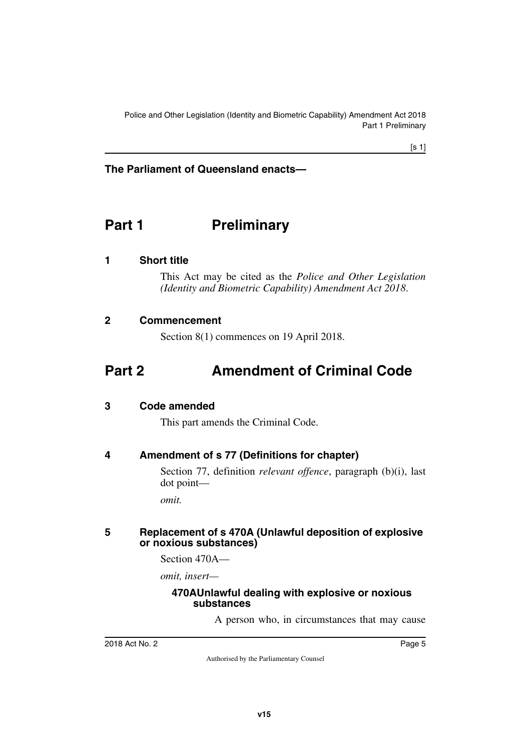**The Parliament of Queensland enacts—**

# Part 1 Preliminary

## 1 Short title

This Act may be cited as the *Police and Other Legislation (Identity and Biometric Capability) Amendment Act 2018*.

## 2 Commencement

Section 8(1) commences on 19 April 2018.

# Part 2 Amendment of Criminal Code

## 3 Code amended

This part amends the Criminal Code.

## 4 Amendment of s 77 (Definitions for chapter)

Section 77, definition *relevant offence*, paragraph (b)(i), last dot point—

*omit.*

## 5 Replacement of s 470A (Unlawful deposition of explosive or noxious substances)

Section 470A—

*omit, insert—*

### 470A Unlawful dealing with explosive or noxious substances

A person who, in circumstances that may cause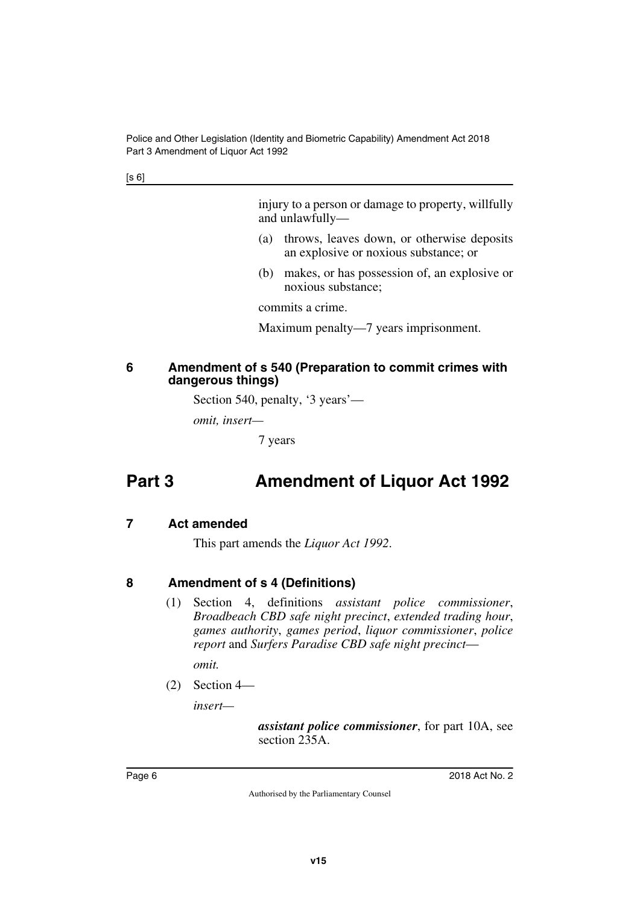injury to a person or damage to property, willfully and unlawfully—

(a) throws, leaves down, or otherwise deposits an explosive or noxious substance; or

(b) makes, or has possession of, an explosive or noxious substance;

commits a crime.

Maximum penalty—7 years imprisonment.

### 6 Amendment of s 540 (Preparation to commit crimes with dangerous things)

Section 540, penalty, '3 years'—

*omit, insert—*

7 years

## Part 3 Amendment of Liquor Act 1992

### 7 Act amended

This part amends the *Liquor Act 1992*.

### 8 Amendment of s 4 (Definitions)

(1) Section 4, definitions *assistant police commissioner*, *Broadbeach CBD safe night precinct*, *extended trading hour*, *games authority*, *games period*, *liquor commissioner*, *police report* and *Surfers Paradise CBD safe night precinct*—

*omit.*

(2) Section 4—

*insert—*

***assistant police commissioner***, for part 10A, see section 235A.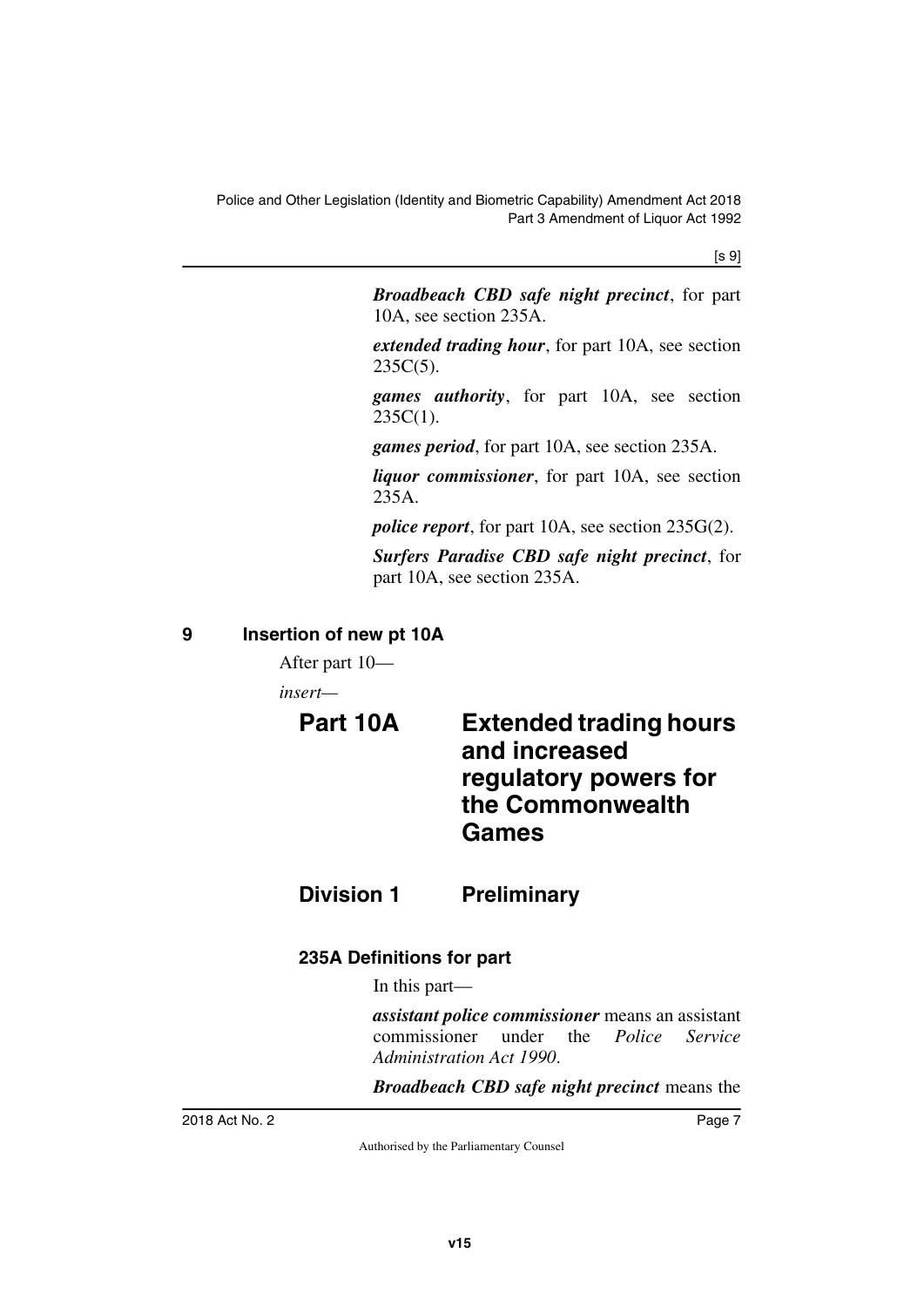***Broadbeach CBD safe night precinct***, for part 10A, see section 235A.

***extended trading hour***, for part 10A, see section 235C(5).

***games authority***, for part 10A, see section 235C(1).

***games period***, for part 10A, see section 235A.

***liquor commissioner***, for part 10A, see section 235A.

***police report***, for part 10A, see section 235G(2).

***Surfers Paradise CBD safe night precinct***, for part 10A, see section 235A.

### 9 Insertion of new pt 10A

After part 10—

*insert*—

# Part 10A Extended trading hours and increased regulatory powers for the Commonwealth Games

## Division 1 Preliminary

### 235A Definitions for part

In this part—

***assistant police commissioner*** means an assistant commissioner under the *Police Service Administration Act 1990*.

***Broadbeach CBD safe night precinct*** means the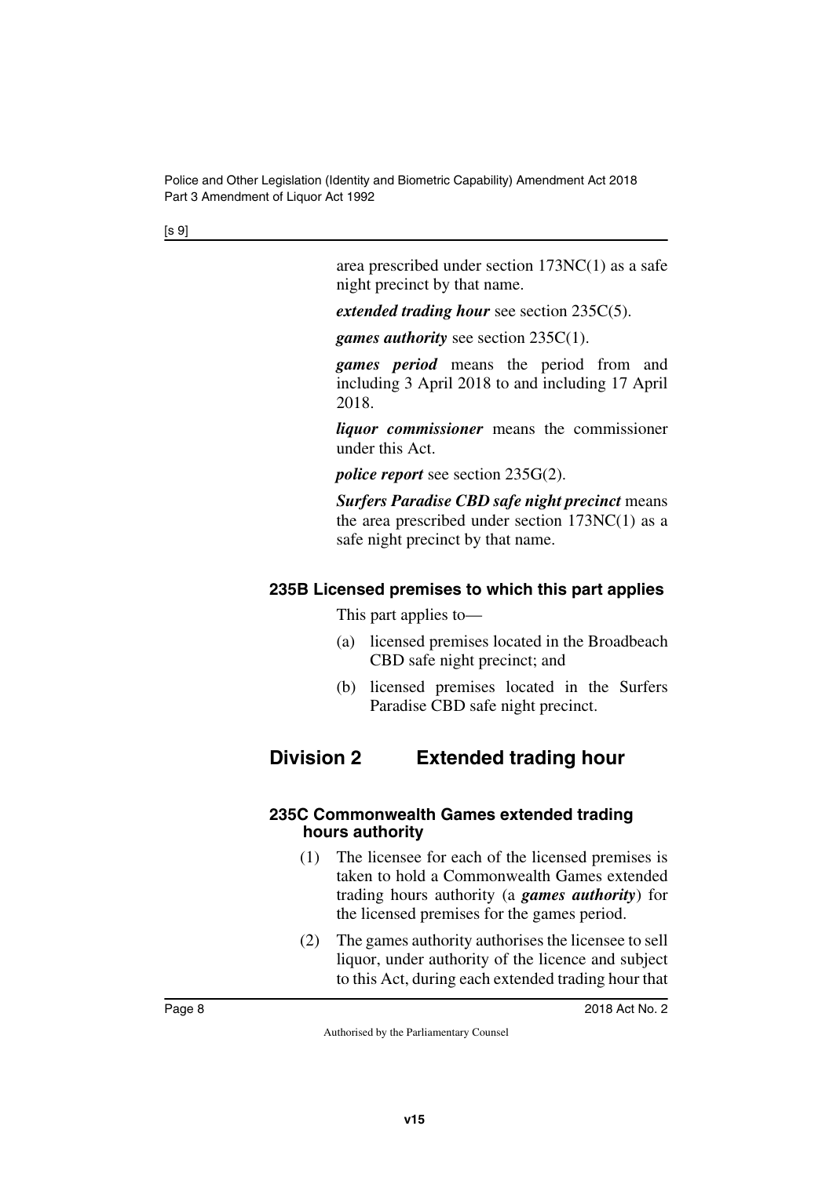area prescribed under section 173NC(1) as a safe night precinct by that name.

***extended trading hour*** see section 235C(5).

***games authority*** see section 235C(1).

***games period*** means the period from and including 3 April 2018 to and including 17 April 2018.

***liquor commissioner*** means the commissioner under this Act.

***police report*** see section 235G(2).

***Surfers Paradise CBD safe night precinct*** means the area prescribed under section 173NC(1) as a safe night precinct by that name.

#### 235B Licensed premises to which this part applies

This part applies to—

(a) licensed premises located in the Broadbeach CBD safe night precinct; and

(b) licensed premises located in the Surfers Paradise CBD safe night precinct.

## Division 2 Extended trading hour

#### 235C Commonwealth Games extended trading hours authority

(1) The licensee for each of the licensed premises is taken to hold a Commonwealth Games extended trading hours authority (a ***games authority***) for the licensed premises for the games period.

(2) The games authority authorises the licensee to sell liquor, under authority of the licence and subject to this Act, during each extended trading hour that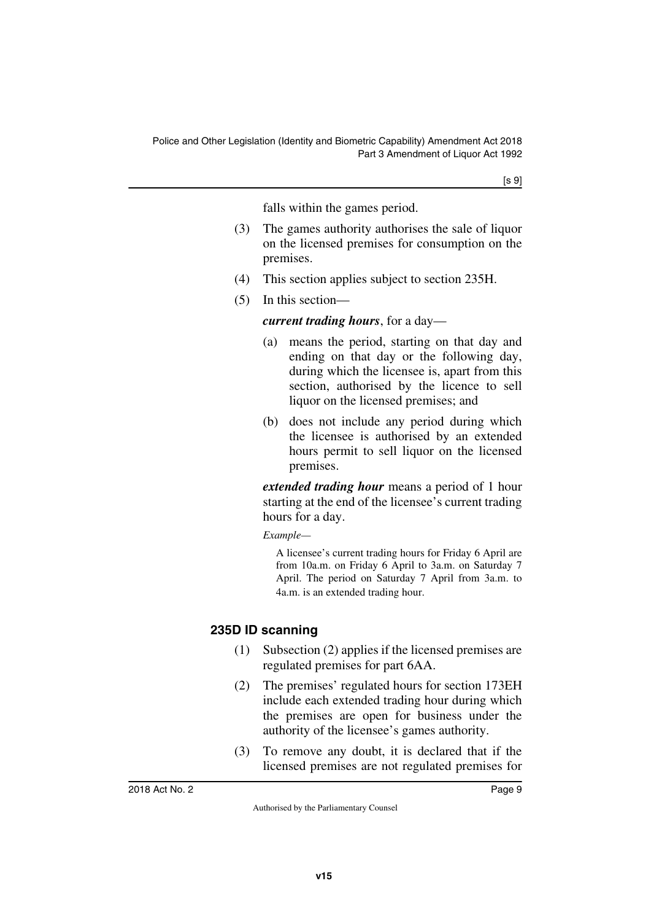falls within the games period.

(3) The games authority authorises the sale of liquor on the licensed premises for consumption on the premises.

(4) This section applies subject to section 235H.

(5) In this section—

***current trading hours***, for a day—

(a) means the period, starting on that day and ending on that day or the following day, during which the licensee is, apart from this section, authorised by the licence to sell liquor on the licensed premises; and

(b) does not include any period during which the licensee is authorised by an extended hours permit to sell liquor on the licensed premises.

***extended trading hour*** means a period of 1 hour starting at the end of the licensee's current trading hours for a day.

*Example—*

A licensee's current trading hours for Friday 6 April are from 10a.m. on Friday 6 April to 3a.m. on Saturday 7 April. The period on Saturday 7 April from 3a.m. to 4a.m. is an extended trading hour.

### 235D ID scanning

(1) Subsection (2) applies if the licensed premises are regulated premises for part 6AA.

(2) The premises' regulated hours for section 173EH include each extended trading hour during which the premises are open for business under the authority of the licensee's games authority.

(3) To remove any doubt, it is declared that if the licensed premises are not regulated premises for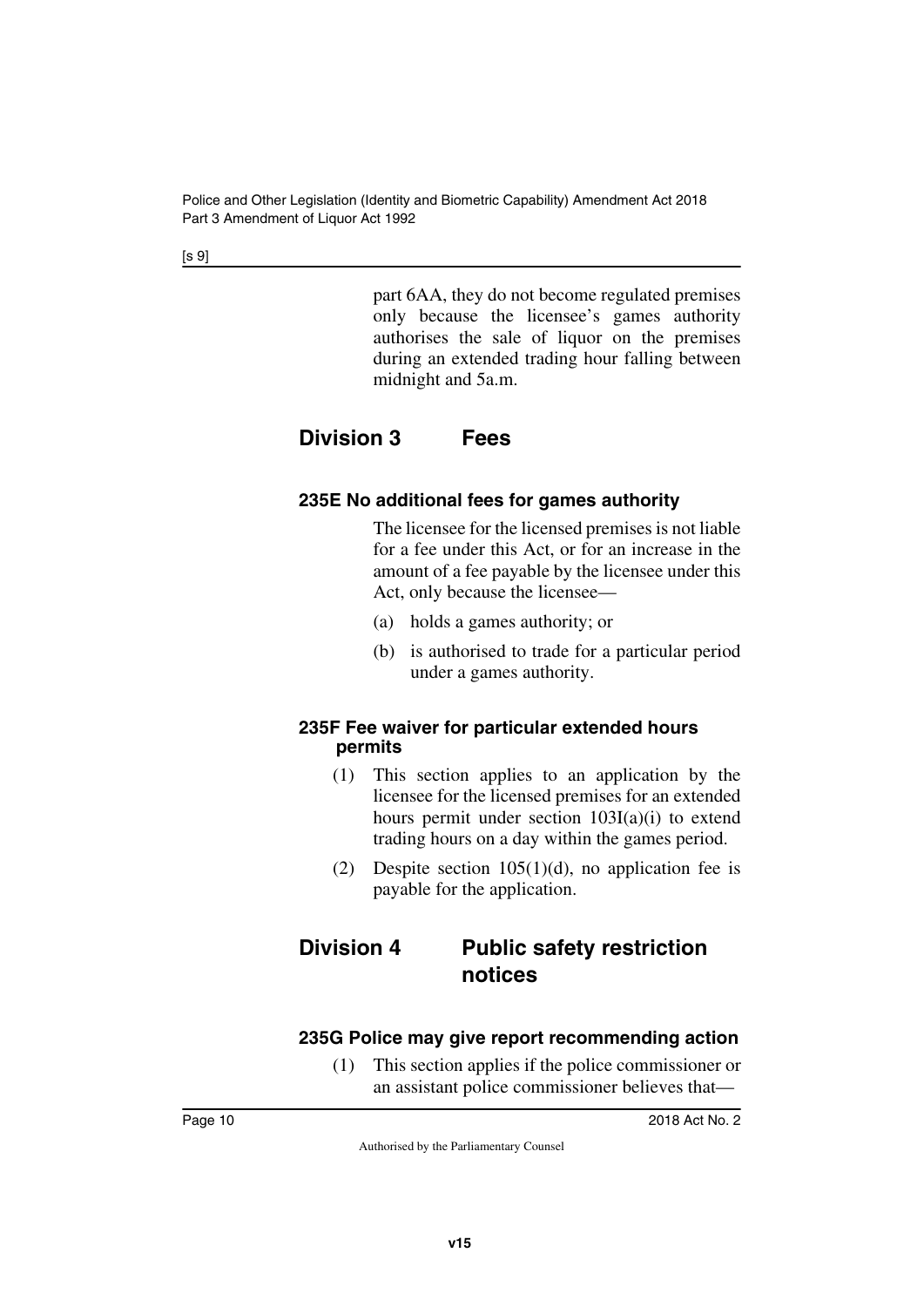part 6AA, they do not become regulated premises only because the licensee's games authority authorises the sale of liquor on the premises during an extended trading hour falling between midnight and 5a.m.

## Division 3 Fees

### 235E No additional fees for games authority

The licensee for the licensed premises is not liable for a fee under this Act, or for an increase in the amount of a fee payable by the licensee under this Act, only because the licensee—

(a) holds a games authority; or

(b) is authorised to trade for a particular period under a games authority.

### 235F Fee waiver for particular extended hours permits

(1) This section applies to an application by the licensee for the licensed premises for an extended hours permit under section 103I(a)(i) to extend trading hours on a day within the games period.

(2) Despite section 105(1)(d), no application fee is payable for the application.

## Division 4 Public safety restriction notices

### 235G Police may give report recommending action

(1) This section applies if the police commissioner or an assistant police commissioner believes that—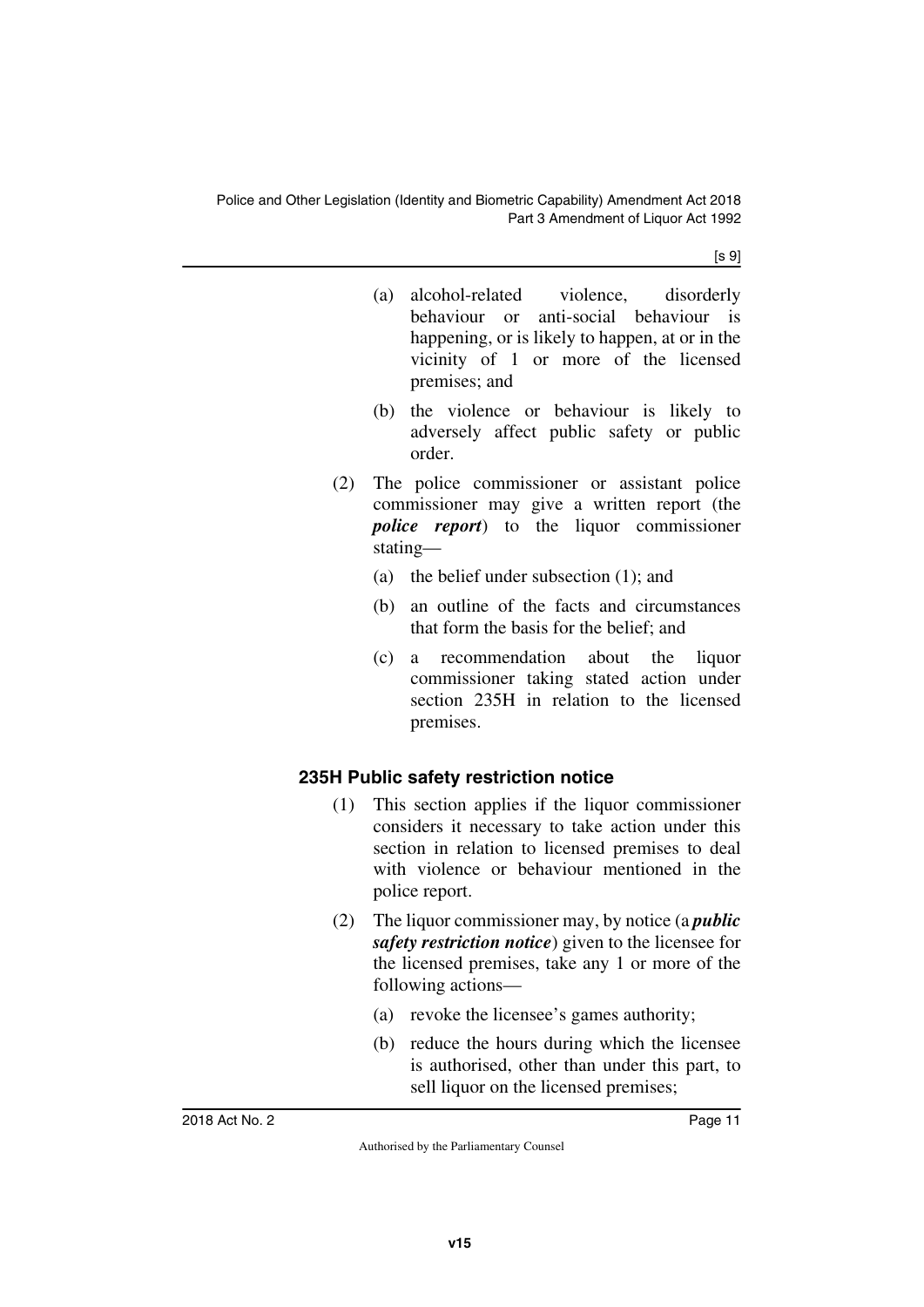(a) alcohol-related violence, disorderly behaviour or anti-social behaviour is happening, or is likely to happen, at or in the vicinity of 1 or more of the licensed premises; and

(b) the violence or behaviour is likely to adversely affect public safety or public order.

(2) The police commissioner or assistant police commissioner may give a written report (the ***police report***) to the liquor commissioner stating—

(a) the belief under subsection (1); and

(b) an outline of the facts and circumstances that form the basis for the belief; and

(c) a recommendation about the liquor commissioner taking stated action under section 235H in relation to the licensed premises.

### 235H Public safety restriction notice

(1) This section applies if the liquor commissioner considers it necessary to take action under this section in relation to licensed premises to deal with violence or behaviour mentioned in the police report.

(2) The liquor commissioner may, by notice (a ***public safety restriction notice***) given to the licensee for the licensed premises, take any 1 or more of the following actions—

(a) revoke the licensee's games authority;

(b) reduce the hours during which the licensee is authorised, other than under this part, to sell liquor on the licensed premises;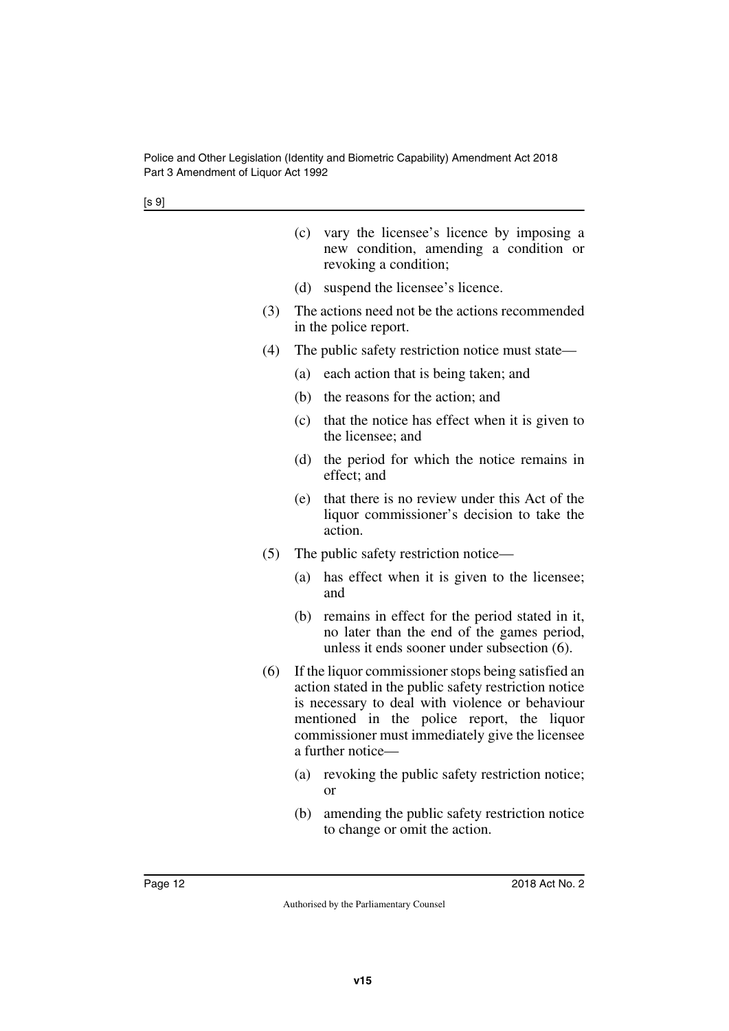(c) vary the licensee's licence by imposing a new condition, amending a condition or revoking a condition;

(d) suspend the licensee's licence.

(3) The actions need not be the actions recommended in the police report.

(4) The public safety restriction notice must state—

(a) each action that is being taken; and

(b) the reasons for the action; and

(c) that the notice has effect when it is given to the licensee; and

(d) the period for which the notice remains in effect; and

(e) that there is no review under this Act of the liquor commissioner's decision to take the action.

(5) The public safety restriction notice—

(a) has effect when it is given to the licensee; and

(b) remains in effect for the period stated in it, no later than the end of the games period, unless it ends sooner under subsection (6).

(6) If the liquor commissioner stops being satisfied an action stated in the public safety restriction notice is necessary to deal with violence or behaviour mentioned in the police report, the liquor commissioner must immediately give the licensee a further notice—

(a) revoking the public safety restriction notice; or

(b) amending the public safety restriction notice to change or omit the action.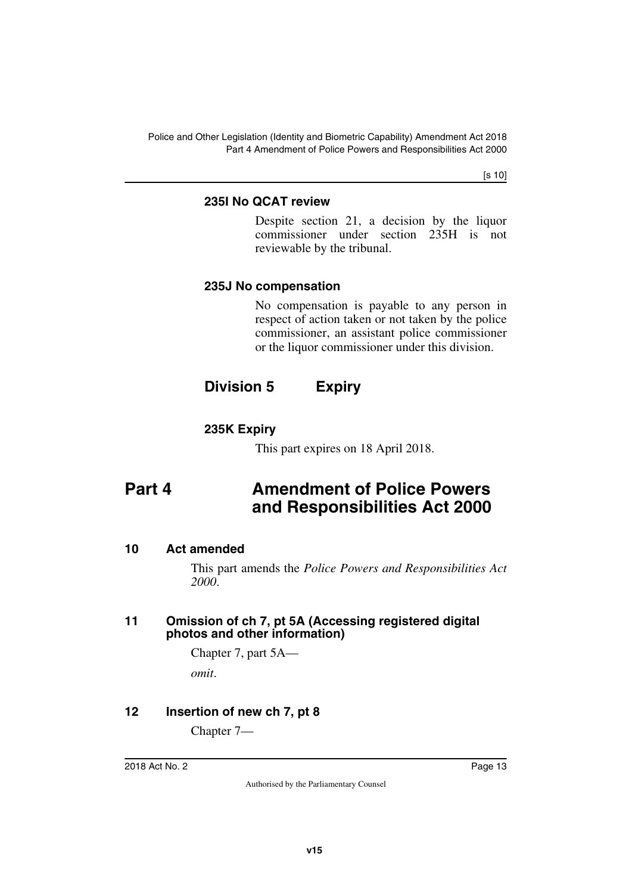#### 235I No QCAT review

Despite section 21, a decision by the liquor commissioner under section 235H is not reviewable by the tribunal.

#### 235J No compensation

No compensation is payable to any person in respect of action taken or not taken by the police commissioner, an assistant police commissioner or the liquor commissioner under this division.

### Division 5 Expiry

#### 235K Expiry

This part expires on 18 April 2018.

## Part 4 Amendment of Police Powers and Responsibilities Act 2000

### 10 Act amended

This part amends the *Police Powers and Responsibilities Act 2000*.

### 11 Omission of ch 7, pt 5A (Accessing registered digital photos and other information)

Chapter 7, part 5A—

*omit*.

### 12 Insertion of new ch 7, pt 8

Chapter 7—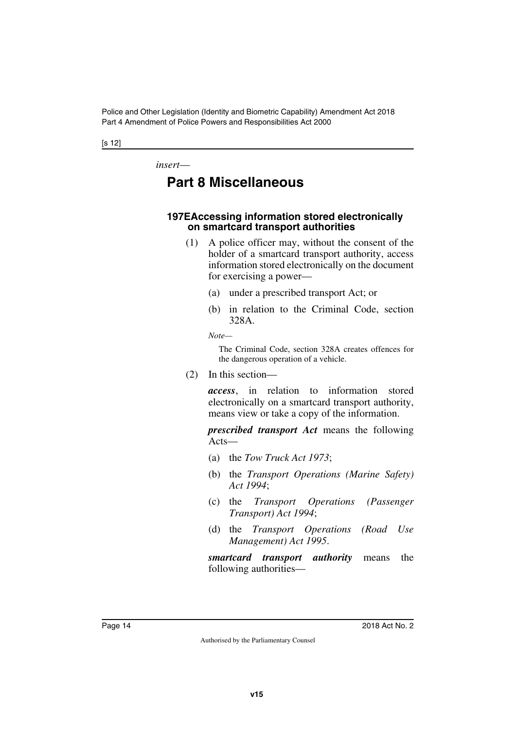[s 12]

*insert*—

# Part 8 Miscellaneous

### 197E Accessing information stored electronically on smartcard transport authorities

(1) A police officer may, without the consent of the holder of a smartcard transport authority, access information stored electronically on the document for exercising a power—

(a) under a prescribed transport Act; or

(b) in relation to the Criminal Code, section 328A.

*Note*—

The Criminal Code, section 328A creates offences for the dangerous operation of a vehicle.

(2) In this section—

***access***, in relation to information stored electronically on a smartcard transport authority, means view or take a copy of the information.

***prescribed transport Act*** means the following Acts—

(a) the *Tow Truck Act 1973*;

(b) the *Transport Operations (Marine Safety) Act 1994*;

(c) the *Transport Operations (Passenger Transport) Act 1994*;

(d) the *Transport Operations (Road Use Management) Act 1995*.

***smartcard transport authority*** means the following authorities—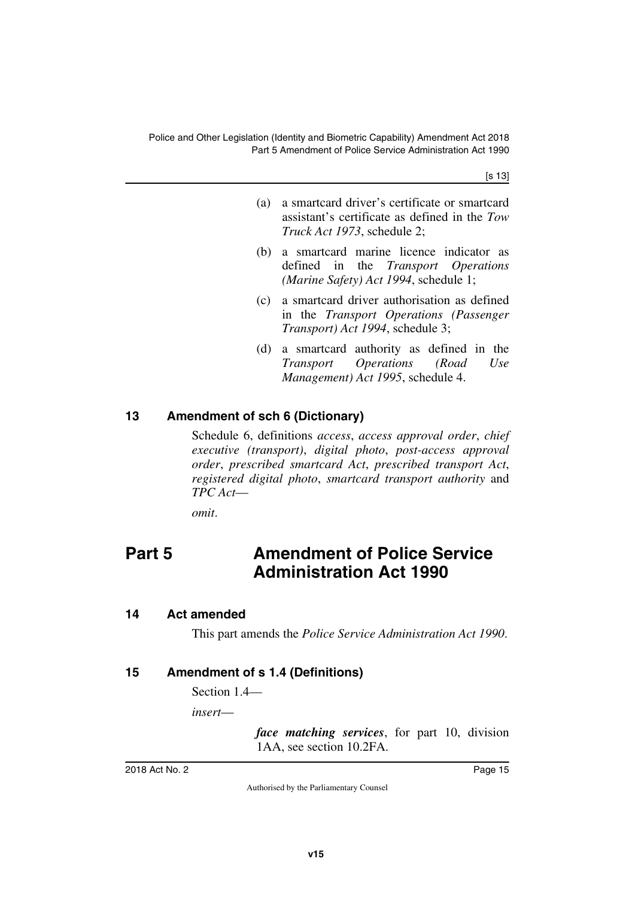(a) a smartcard driver's certificate or smartcard assistant's certificate as defined in the *Tow Truck Act 1973*, schedule 2;

(b) a smartcard marine licence indicator as defined in the *Transport Operations (Marine Safety) Act 1994*, schedule 1;

(c) a smartcard driver authorisation as defined in the *Transport Operations (Passenger Transport) Act 1994*, schedule 3;

(d) a smartcard authority as defined in the *Transport Operations (Road Use Management) Act 1995*, schedule 4.

### 13 Amendment of sch 6 (Dictionary)

Schedule 6, definitions *access*, *access approval order*, *chief executive (transport)*, *digital photo*, *post-access approval order*, *prescribed smartcard Act*, *prescribed transport Act*, *registered digital photo*, *smartcard transport authority* and *TPC Act*—

*omit*.

## Part 5 Amendment of Police Service Administration Act 1990

### 14 Act amended

This part amends the *Police Service Administration Act 1990*.

### 15 Amendment of s 1.4 (Definitions)

Section 1.4—

*insert*—

***face matching services***, for part 10, division 1AA, see section 10.2FA.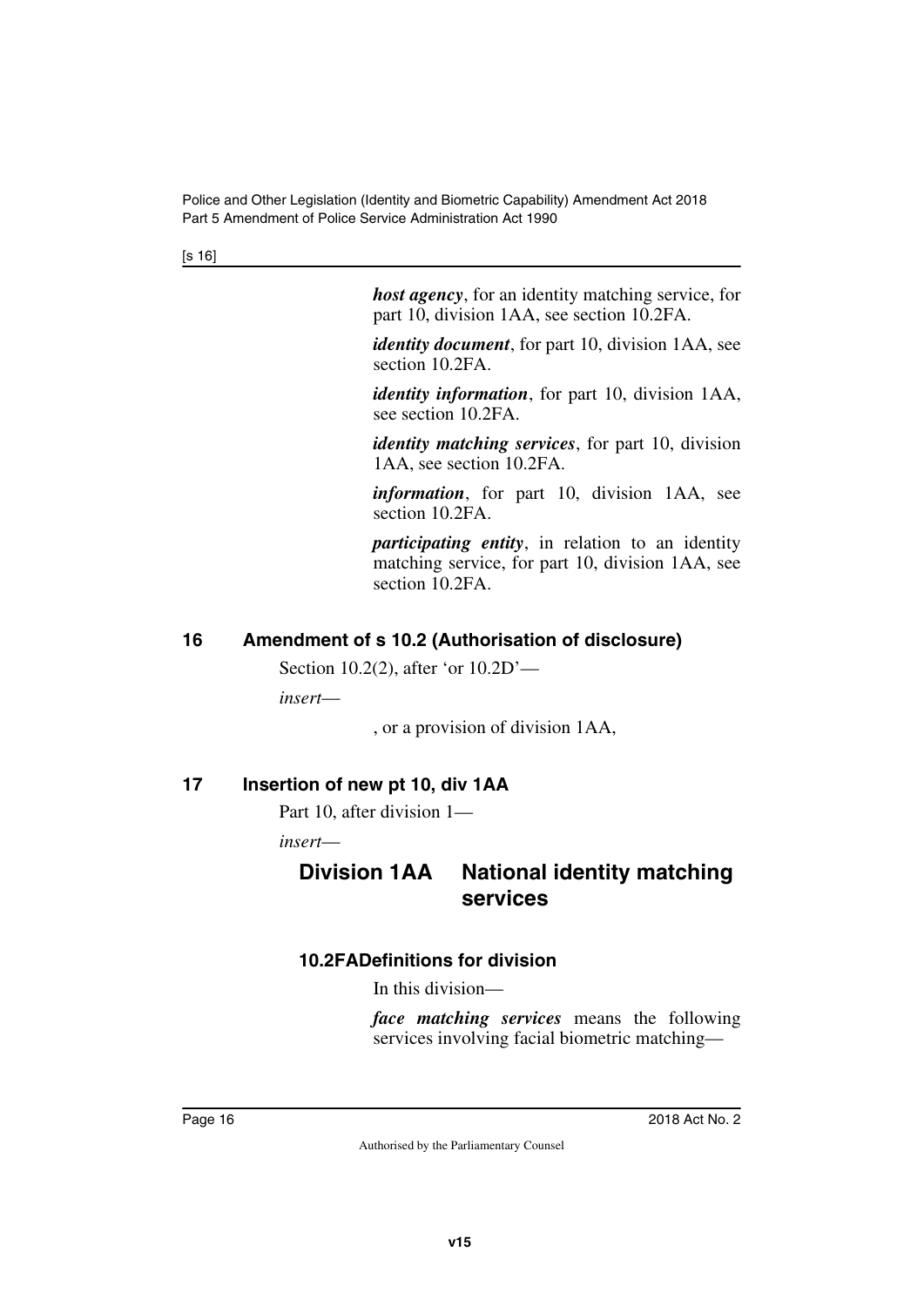***host agency***, for an identity matching service, for part 10, division 1AA, see section 10.2FA.

***identity document***, for part 10, division 1AA, see section 10.2FA.

***identity information***, for part 10, division 1AA, see section 10.2FA.

***identity matching services***, for part 10, division 1AA, see section 10.2FA.

***information***, for part 10, division 1AA, see section 10.2FA.

***participating entity***, in relation to an identity matching service, for part 10, division 1AA, see section 10.2FA.

## 16 Amendment of s 10.2 (Authorisation of disclosure)

Section 10.2(2), after 'or 10.2D'—

*insert*—

, or a provision of division 1AA,

## 17 Insertion of new pt 10, div 1AA

Part 10, after division 1—

*insert*—

## Division 1AA National identity matching services

### 10.2FA Definitions for division

In this division—

***face matching services*** means the following services involving facial biometric matching—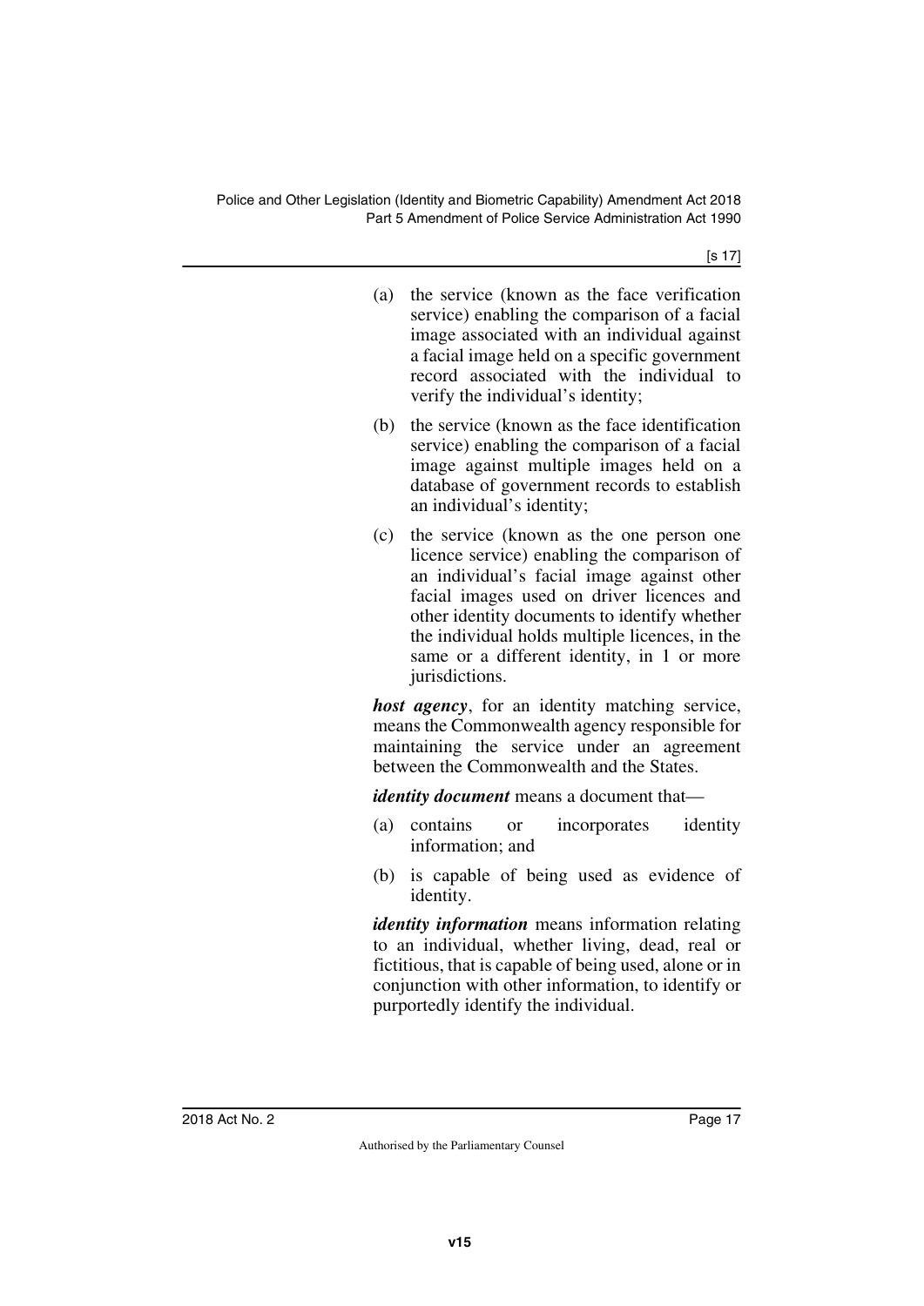(a) the service (known as the face verification service) enabling the comparison of a facial image associated with an individual against a facial image held on a specific government record associated with the individual to verify the individual's identity;

(b) the service (known as the face identification service) enabling the comparison of a facial image against multiple images held on a database of government records to establish an individual's identity;

(c) the service (known as the one person one licence service) enabling the comparison of an individual's facial image against other facial images used on driver licences and other identity documents to identify whether the individual holds multiple licences, in the same or a different identity, in 1 or more jurisdictions.

***host agency***, for an identity matching service, means the Commonwealth agency responsible for maintaining the service under an agreement between the Commonwealth and the States.

***identity document*** means a document that—

(a) contains or incorporates identity information; and

(b) is capable of being used as evidence of identity.

***identity information*** means information relating to an individual, whether living, dead, real or fictitious, that is capable of being used, alone or in conjunction with other information, to identify or purportedly identify the individual.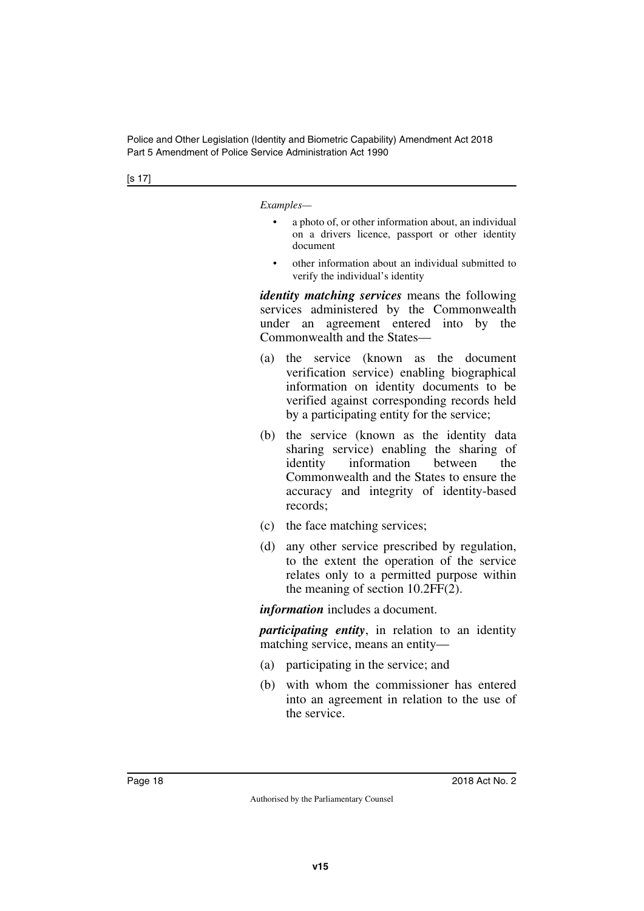*Examples—*

- a photo of, or other information about, an individual on a drivers licence, passport or other identity document
- other information about an individual submitted to verify the individual's identity

***identity matching services*** means the following services administered by the Commonwealth under an agreement entered into by the Commonwealth and the States—

(a) the service (known as the document verification service) enabling biographical information on identity documents to be verified against corresponding records held by a participating entity for the service;

(b) the service (known as the identity data sharing service) enabling the sharing of identity information between the Commonwealth and the States to ensure the accuracy and integrity of identity-based records;

(c) the face matching services;

(d) any other service prescribed by regulation, to the extent the operation of the service relates only to a permitted purpose within the meaning of section 10.2FF(2).

***information*** includes a document.

***participating entity***, in relation to an identity matching service, means an entity—

(a) participating in the service; and

(b) with whom the commissioner has entered into an agreement in relation to the use of the service.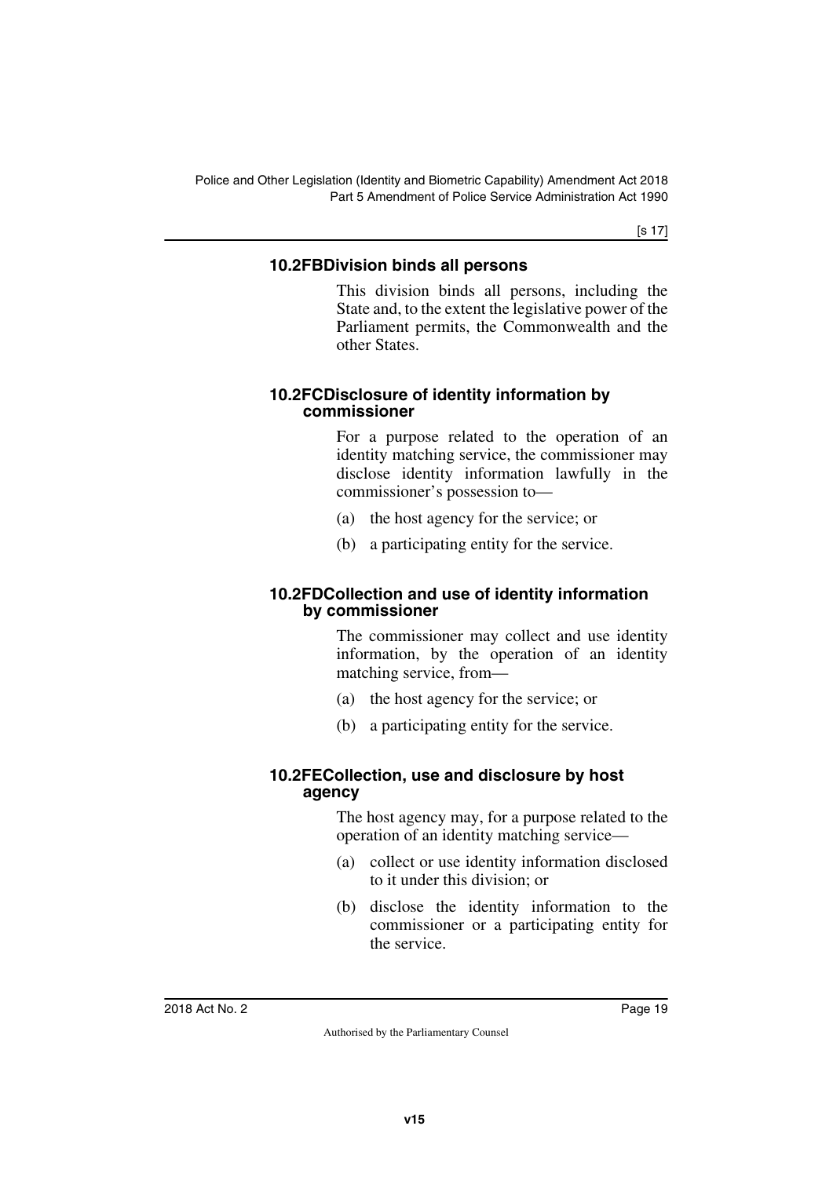#### 10.2FB Division binds all persons

This division binds all persons, including the State and, to the extent the legislative power of the Parliament permits, the Commonwealth and the other States.

#### 10.2FC Disclosure of identity information by commissioner

For a purpose related to the operation of an identity matching service, the commissioner may disclose identity information lawfully in the commissioner's possession to—

(a) the host agency for the service; or

(b) a participating entity for the service.

#### 10.2FD Collection and use of identity information by commissioner

The commissioner may collect and use identity information, by the operation of an identity matching service, from—

(a) the host agency for the service; or

(b) a participating entity for the service.

#### 10.2FE Collection, use and disclosure by host agency

The host agency may, for a purpose related to the operation of an identity matching service—

(a) collect or use identity information disclosed to it under this division; or

(b) disclose the identity information to the commissioner or a participating entity for the service.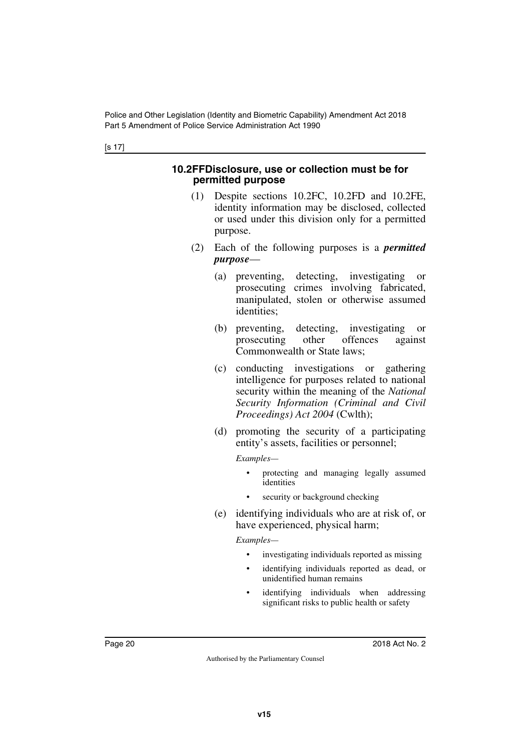[s 17]

### 10.2FF Disclosure, use or collection must be for permitted purpose

(1) Despite sections 10.2FC, 10.2FD and 10.2FE, identity information may be disclosed, collected or used under this division only for a permitted purpose.

(2) Each of the following purposes is a ***permitted purpose***—

(a) preventing, detecting, investigating or prosecuting crimes involving fabricated, manipulated, stolen or otherwise assumed identities;

(b) preventing, detecting, investigating or prosecuting other offences against Commonwealth or State laws;

(c) conducting investigations or gathering intelligence for purposes related to national security within the meaning of the *National Security Information (Criminal and Civil Proceedings) Act 2004* (Cwlth);

(d) promoting the security of a participating entity's assets, facilities or personnel;

*Examples—*

- protecting and managing legally assumed identities
- security or background checking

(e) identifying individuals who are at risk of, or have experienced, physical harm;

*Examples—*

- investigating individuals reported as missing
- identifying individuals reported as dead, or unidentified human remains
- identifying individuals when addressing significant risks to public health or safety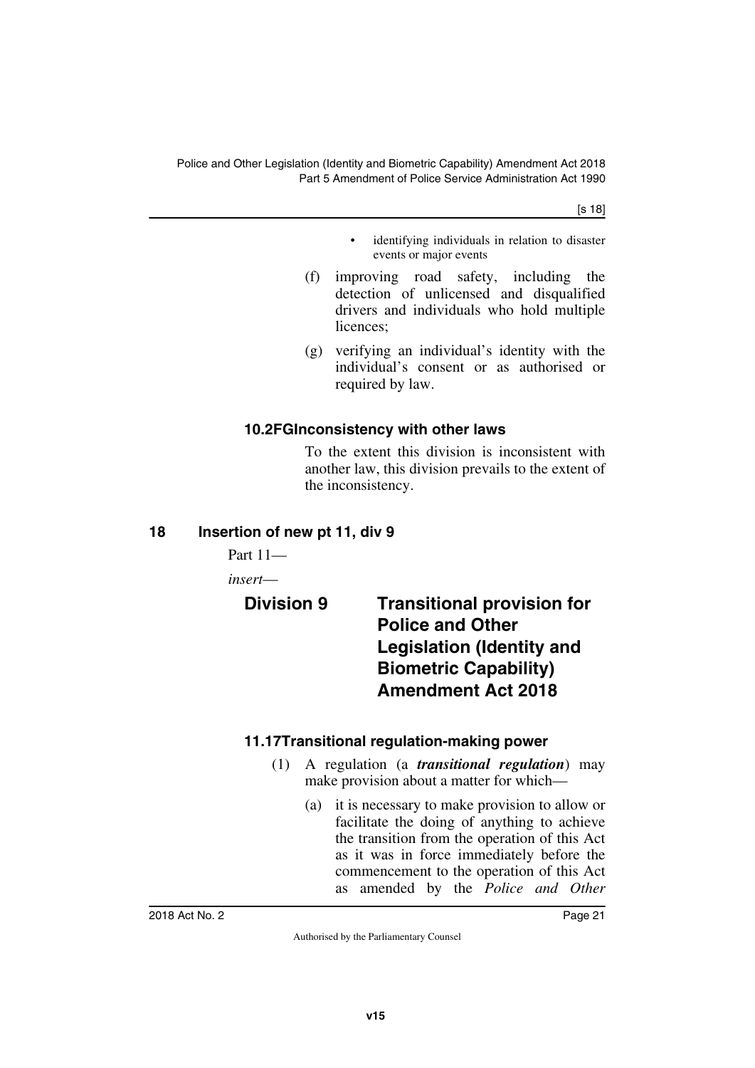- identifying individuals in relation to disaster events or major events

(f) improving road safety, including the detection of unlicensed and disqualified drivers and individuals who hold multiple licences;

(g) verifying an individual's identity with the individual's consent or as authorised or required by law.

#### 10.2FG Inconsistency with other laws

To the extent this division is inconsistent with another law, this division prevails to the extent of the inconsistency.

### 18 Insertion of new pt 11, div 9

Part 11—

*insert*—

## Division 9 Transitional provision for Police and Other Legislation (Identity and Biometric Capability) Amendment Act 2018

#### 11.17 Transitional regulation-making power

(1) A regulation (a ***transitional regulation***) may make provision about a matter for which—

(a) it is necessary to make provision to allow or facilitate the doing of anything to achieve the transition from the operation of this Act as it was in force immediately before the commencement to the operation of this Act as amended by the *Police and Other*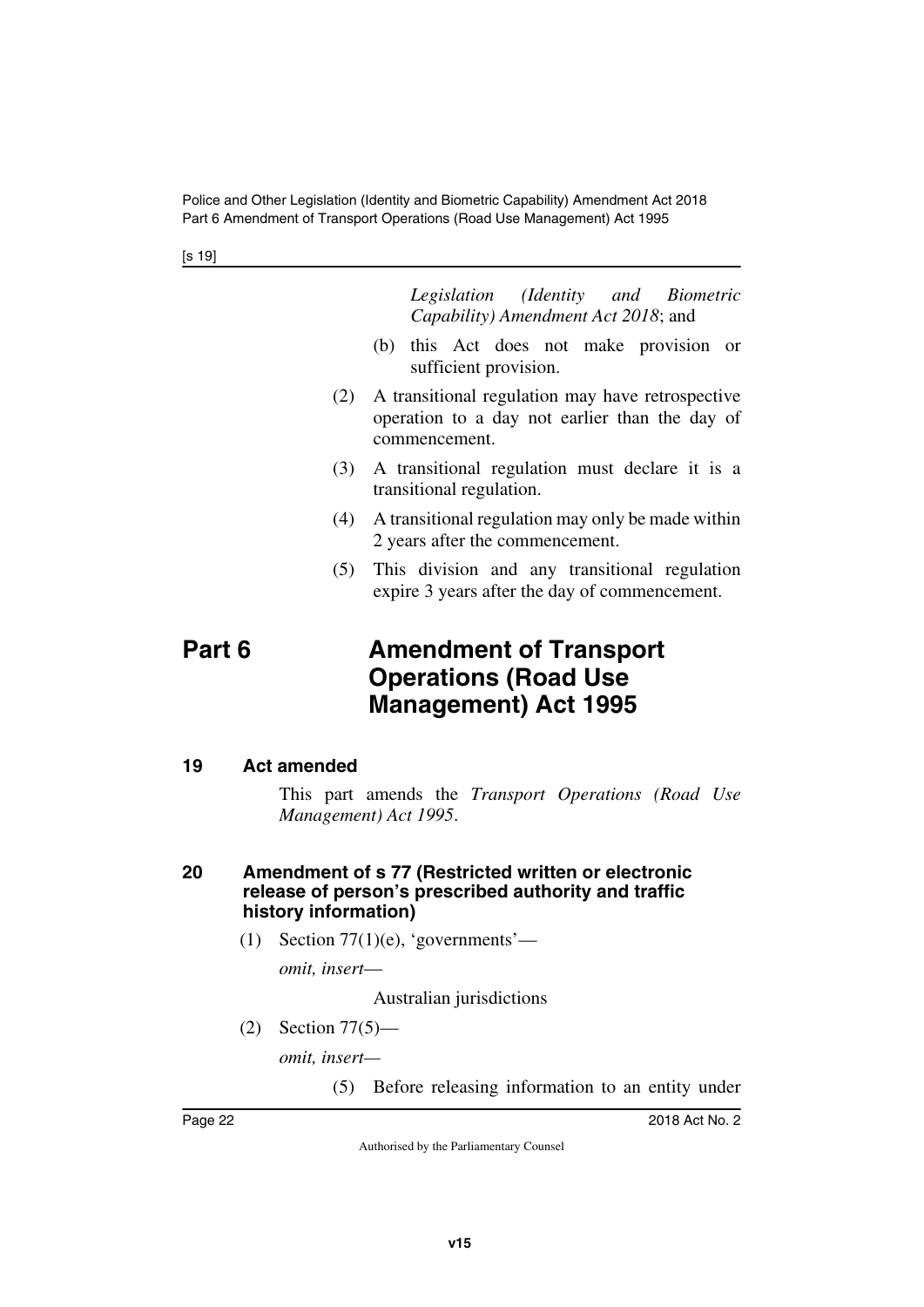*Legislation (Identity and Biometric Capability) Amendment Act 2018*; and

(b) this Act does not make provision or sufficient provision.

(2) A transitional regulation may have retrospective operation to a day not earlier than the day of commencement.

(3) A transitional regulation must declare it is a transitional regulation.

(4) A transitional regulation may only be made within 2 years after the commencement.

(5) This division and any transitional regulation expire 3 years after the day of commencement.

# Part 6 Amendment of Transport Operations (Road Use Management) Act 1995

### 19 Act amended

This part amends the *Transport Operations (Road Use Management) Act 1995*.

### 20 Amendment of s 77 (Restricted written or electronic release of person's prescribed authority and traffic history information)

(1) Section 77(1)(e), 'governments'—

*omit, insert—*

Australian jurisdictions

(2) Section 77(5)—

*omit, insert—*

(5) Before releasing information to an entity under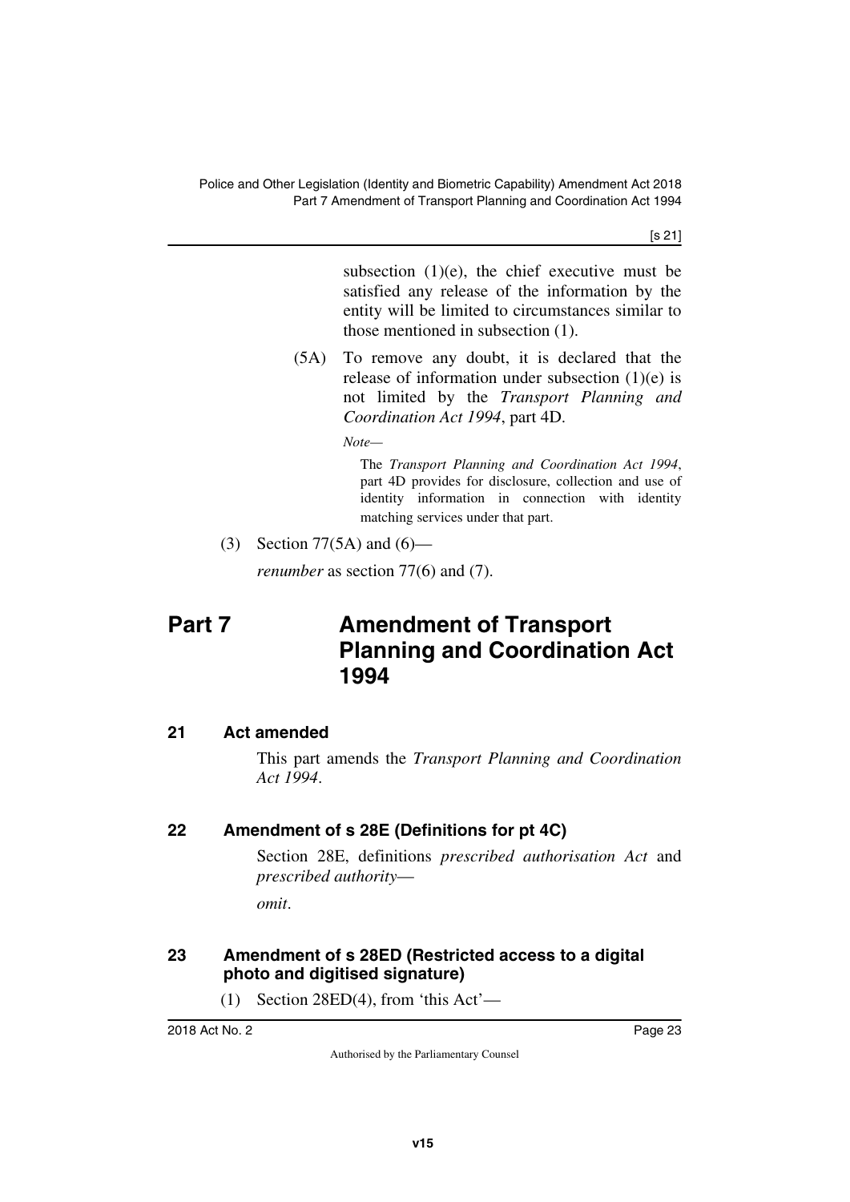subsection (1)(e), the chief executive must be satisfied any release of the information by the entity will be limited to circumstances similar to those mentioned in subsection (1).

(5A) To remove any doubt, it is declared that the release of information under subsection (1)(e) is not limited by the *Transport Planning and Coordination Act 1994*, part 4D.

*Note—*

The *Transport Planning and Coordination Act 1994*, part 4D provides for disclosure, collection and use of identity information in connection with identity matching services under that part.

(3) Section 77(5A) and (6)—

*renumber* as section 77(6) and (7).

# Part 7 Amendment of Transport Planning and Coordination Act 1994

### 21 Act amended

This part amends the *Transport Planning and Coordination Act 1994*.

### 22 Amendment of s 28E (Definitions for pt 4C)

Section 28E, definitions *prescribed authorisation Act* and *prescribed authority*—

*omit*.

### 23 Amendment of s 28ED (Restricted access to a digital photo and digitised signature)

(1) Section 28ED(4), from 'this Act'—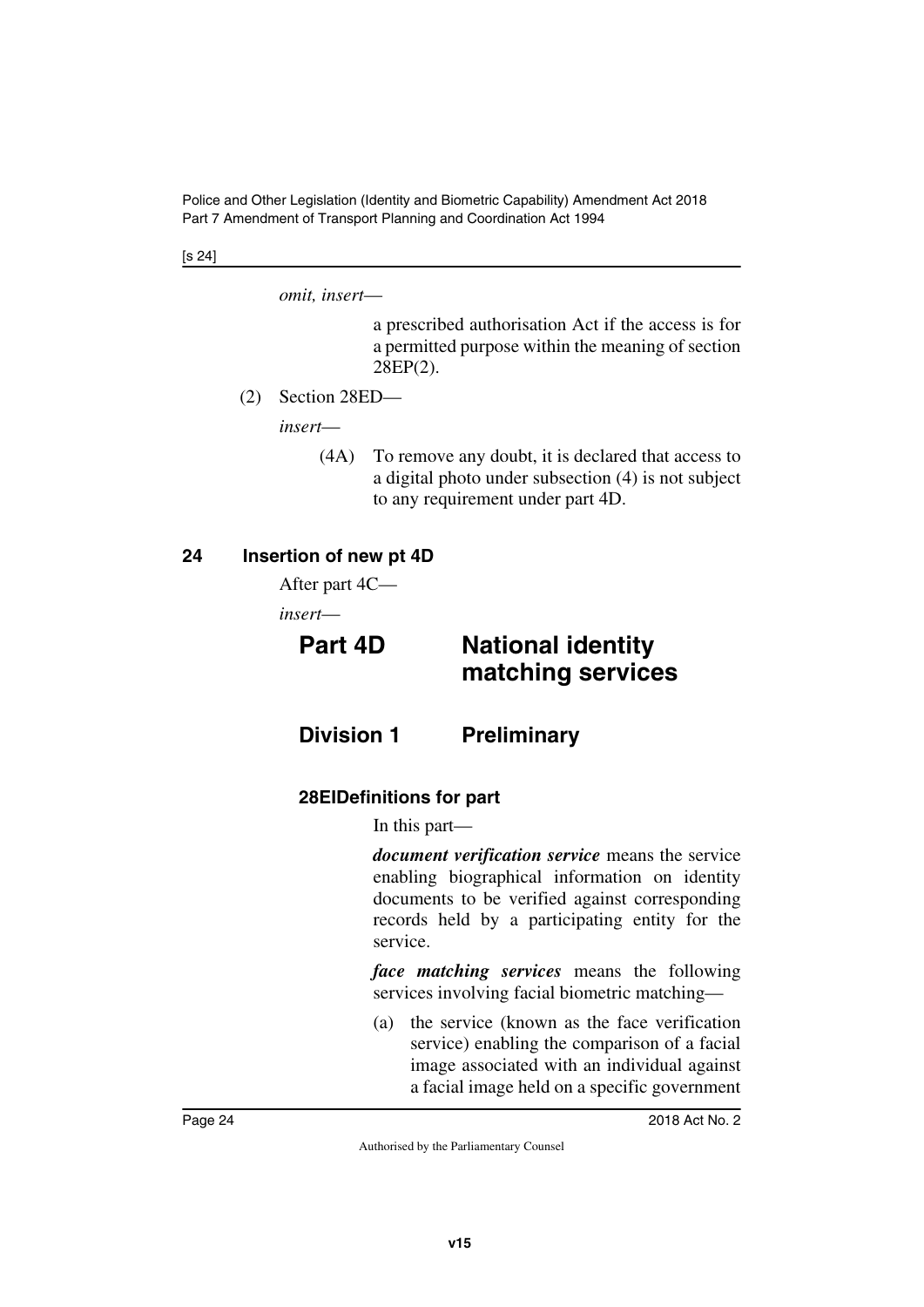*omit, insert*—

a prescribed authorisation Act if the access is for a permitted purpose within the meaning of section 28EP(2).

(2) Section 28ED—

*insert*—

(4A) To remove any doubt, it is declared that access to a digital photo under subsection (4) is not subject to any requirement under part 4D.

## 24 Insertion of new pt 4D

After part 4C—

*insert*—

# Part 4D National identity matching services

## Division 1 Preliminary

### 28EI Definitions for part

In this part—

***document verification service*** means the service enabling biographical information on identity documents to be verified against corresponding records held by a participating entity for the service.

***face matching services*** means the following services involving facial biometric matching—

(a) the service (known as the face verification service) enabling the comparison of a facial image associated with an individual against a facial image held on a specific government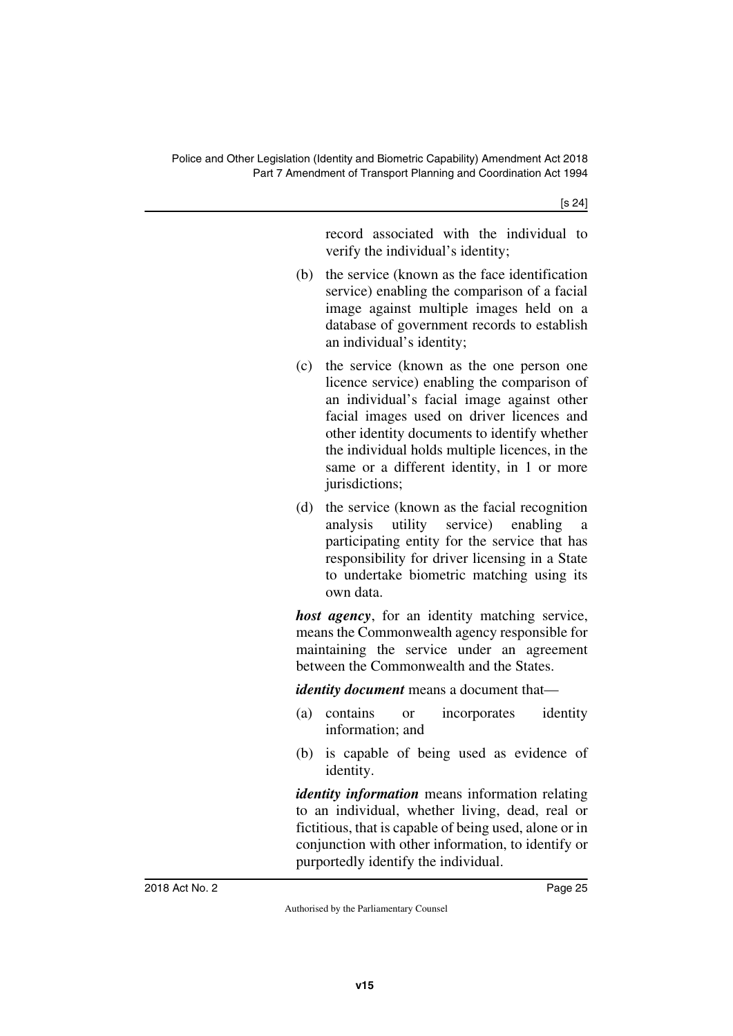record associated with the individual to verify the individual's identity;

(b) the service (known as the face identification service) enabling the comparison of a facial image against multiple images held on a database of government records to establish an individual's identity;

(c) the service (known as the one person one licence service) enabling the comparison of an individual's facial image against other facial images used on driver licences and other identity documents to identify whether the individual holds multiple licences, in the same or a different identity, in 1 or more jurisdictions;

(d) the service (known as the facial recognition analysis utility service) enabling a participating entity for the service that has responsibility for driver licensing in a State to undertake biometric matching using its own data.

***host agency***, for an identity matching service, means the Commonwealth agency responsible for maintaining the service under an agreement between the Commonwealth and the States.

***identity document*** means a document that—

(a) contains or incorporates identity information; and

(b) is capable of being used as evidence of identity.

***identity information*** means information relating to an individual, whether living, dead, real or fictitious, that is capable of being used, alone or in conjunction with other information, to identify or purportedly identify the individual.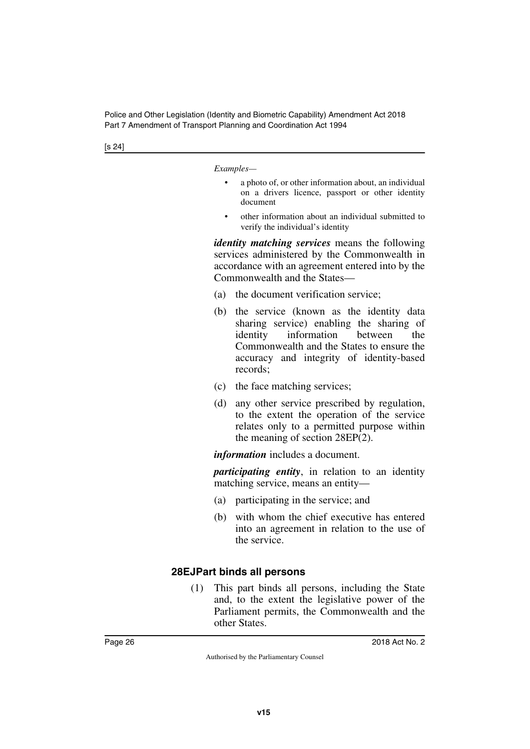*Examples—*

- a photo of, or other information about, an individual on a drivers licence, passport or other identity document
- other information about an individual submitted to verify the individual's identity

***identity matching services*** means the following services administered by the Commonwealth in accordance with an agreement entered into by the Commonwealth and the States—

(a) the document verification service;

(b) the service (known as the identity data sharing service) enabling the sharing of identity information between the Commonwealth and the States to ensure the accuracy and integrity of identity-based records;

(c) the face matching services;

(d) any other service prescribed by regulation, to the extent the operation of the service relates only to a permitted purpose within the meaning of section 28EP(2).

***information*** includes a document.

***participating entity***, in relation to an identity matching service, means an entity—

(a) participating in the service; and

(b) with whom the chief executive has entered into an agreement in relation to the use of the service.

### 28EJ Part binds all persons

(1) This part binds all persons, including the State and, to the extent the legislative power of the Parliament permits, the Commonwealth and the other States.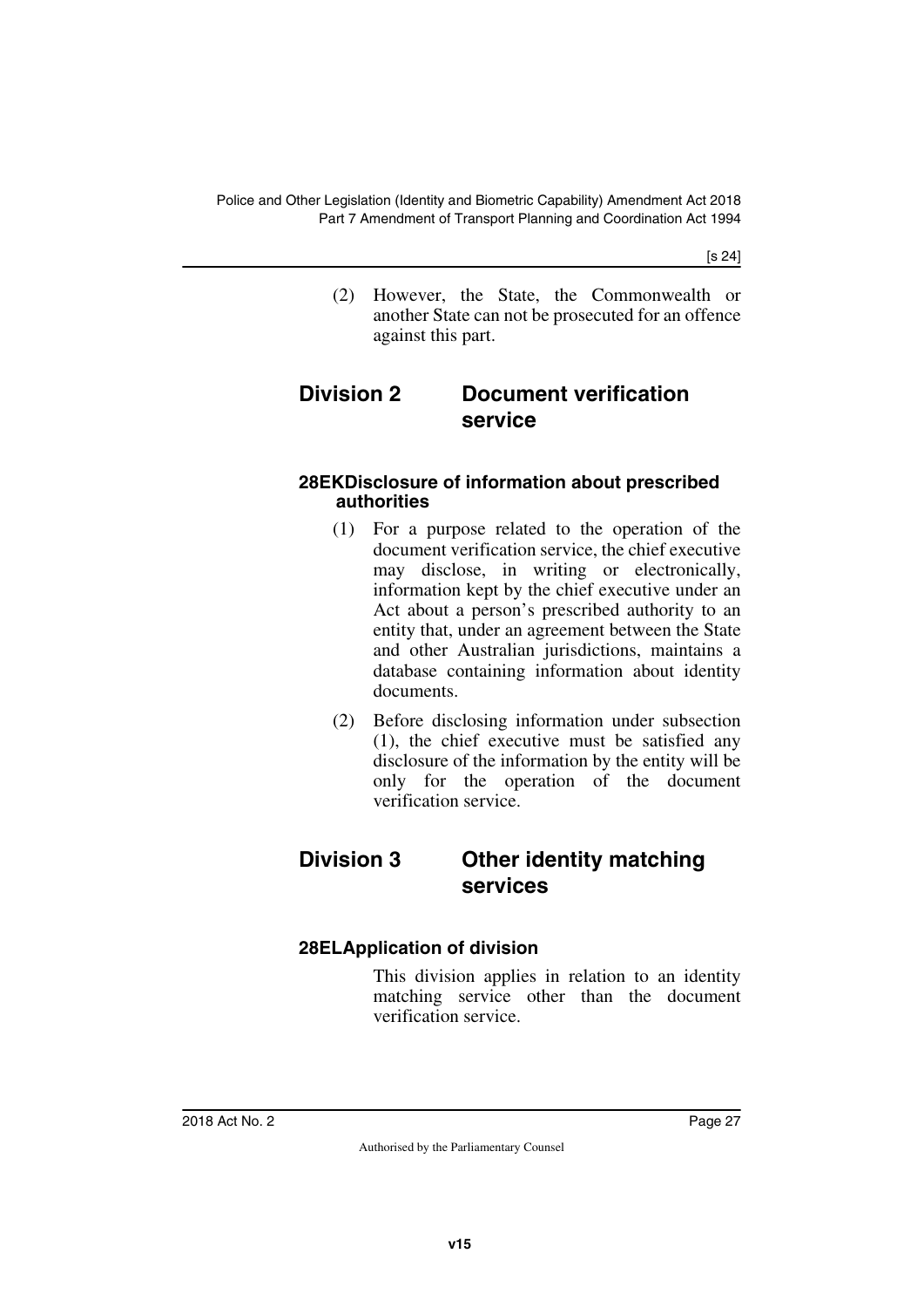(2) However, the State, the Commonwealth or another State can not be prosecuted for an offence against this part.

## Division 2 Document verification service

### 28EK Disclosure of information about prescribed authorities

(1) For a purpose related to the operation of the document verification service, the chief executive may disclose, in writing or electronically, information kept by the chief executive under an Act about a person's prescribed authority to an entity that, under an agreement between the State and other Australian jurisdictions, maintains a database containing information about identity documents.

(2) Before disclosing information under subsection (1), the chief executive must be satisfied any disclosure of the information by the entity will be only for the operation of the document verification service.

## Division 3 Other identity matching services

### 28EL Application of division

This division applies in relation to an identity matching service other than the document verification service.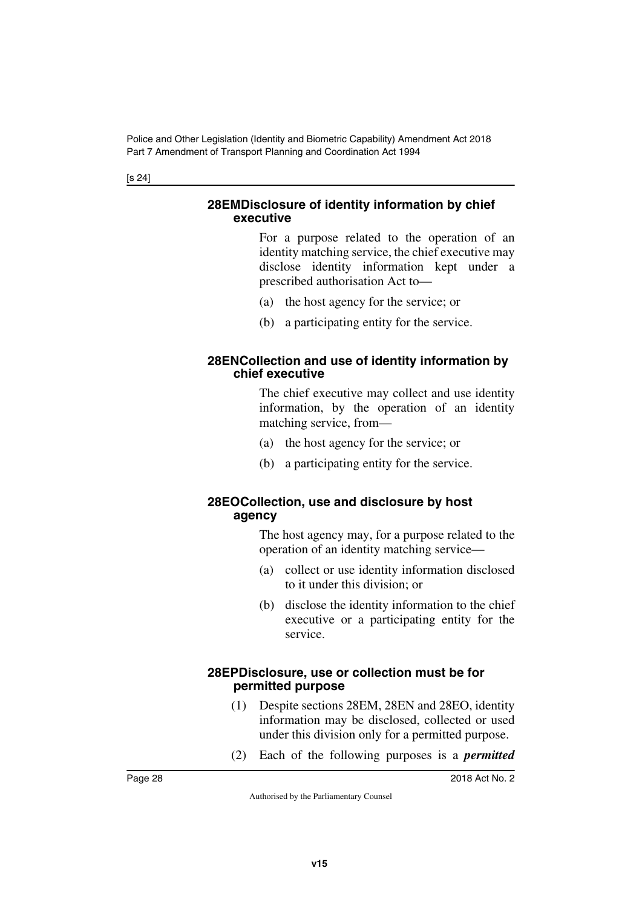#### 28EM Disclosure of identity information by chief executive

For a purpose related to the operation of an identity matching service, the chief executive may disclose identity information kept under a prescribed authorisation Act to—

(a) the host agency for the service; or

(b) a participating entity for the service.

#### 28EN Collection and use of identity information by chief executive

The chief executive may collect and use identity information, by the operation of an identity matching service, from—

(a) the host agency for the service; or

(b) a participating entity for the service.

#### 28EO Collection, use and disclosure by host agency

The host agency may, for a purpose related to the operation of an identity matching service—

(a) collect or use identity information disclosed to it under this division; or

(b) disclose the identity information to the chief executive or a participating entity for the service.

#### 28EP Disclosure, use or collection must be for permitted purpose

(1) Despite sections 28EM, 28EN and 28EO, identity information may be disclosed, collected or used under this division only for a permitted purpose.

(2) Each of the following purposes is a ***permitted***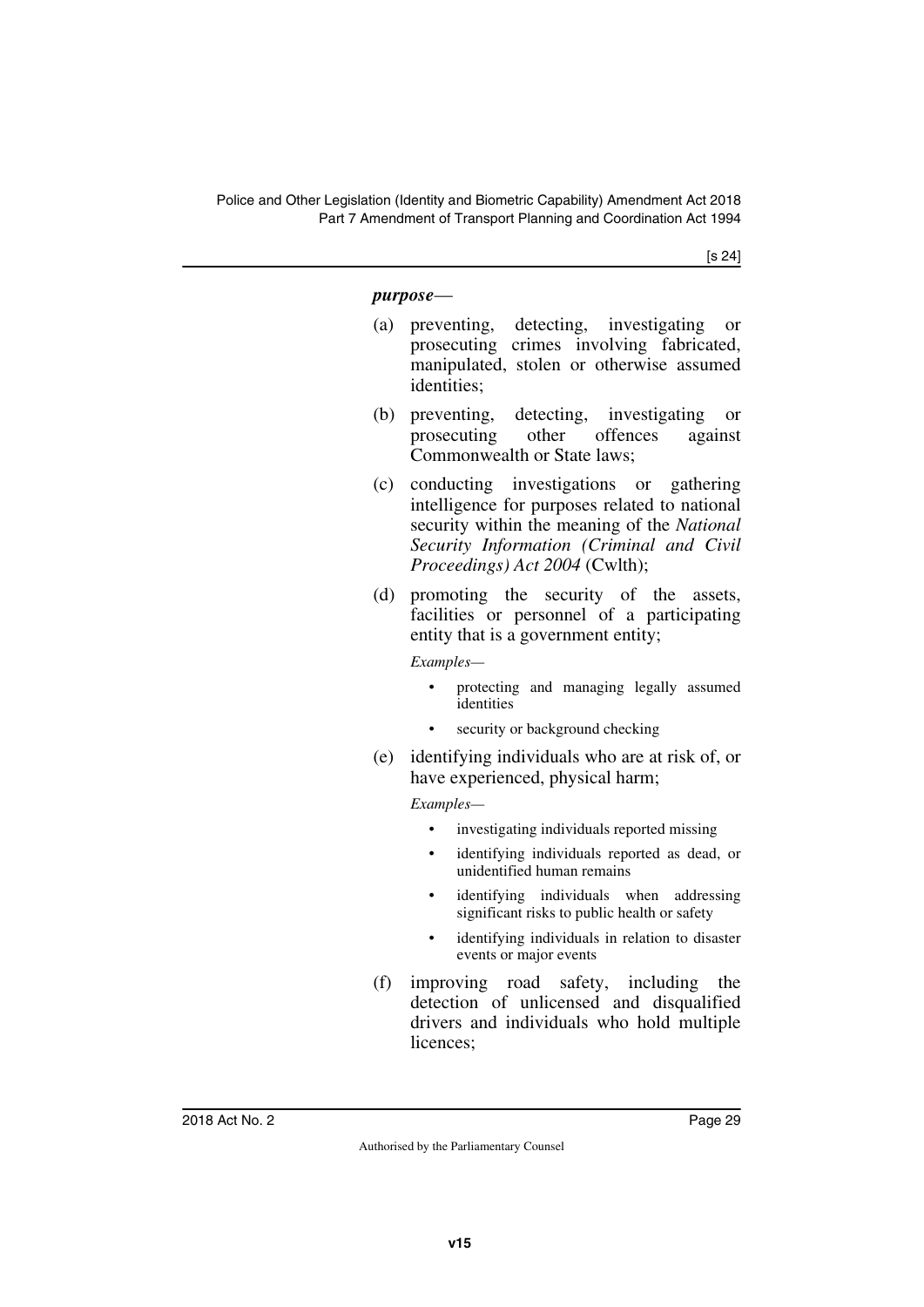***purpose***—

(a) preventing, detecting, investigating or prosecuting crimes involving fabricated, manipulated, stolen or otherwise assumed identities;

(b) preventing, detecting, investigating or prosecuting other offences against Commonwealth or State laws;

(c) conducting investigations or gathering intelligence for purposes related to national security within the meaning of the *National Security Information (Criminal and Civil Proceedings) Act 2004* (Cwlth);

(d) promoting the security of the assets, facilities or personnel of a participating entity that is a government entity;

*Examples—*

- protecting and managing legally assumed identities
- security or background checking

(e) identifying individuals who are at risk of, or have experienced, physical harm;

*Examples—*

- investigating individuals reported missing
- identifying individuals reported as dead, or unidentified human remains
- identifying individuals when addressing significant risks to public health or safety
- identifying individuals in relation to disaster events or major events

(f) improving road safety, including the detection of unlicensed and disqualified drivers and individuals who hold multiple licences;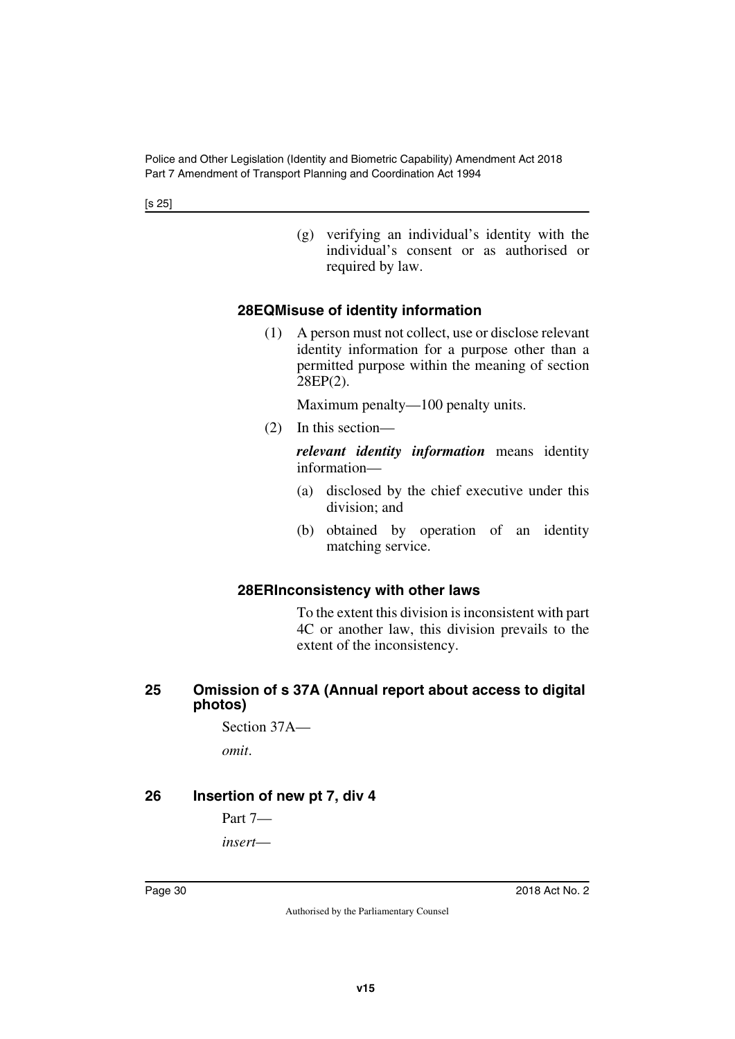(g) verifying an individual's identity with the individual's consent or as authorised or required by law.

### 28EQ Misuse of identity information

(1) A person must not collect, use or disclose relevant identity information for a purpose other than a permitted purpose within the meaning of section 28EP(2).

Maximum penalty—100 penalty units.

(2) In this section—

***relevant identity information*** means identity information—

(a) disclosed by the chief executive under this division; and

(b) obtained by operation of an identity matching service.

### 28ER Inconsistency with other laws

To the extent this division is inconsistent with part 4C or another law, this division prevails to the extent of the inconsistency.

## 25 Omission of s 37A (Annual report about access to digital photos)

Section 37A—

*omit*.

## 26 Insertion of new pt 7, div 4

Part 7—

*insert*—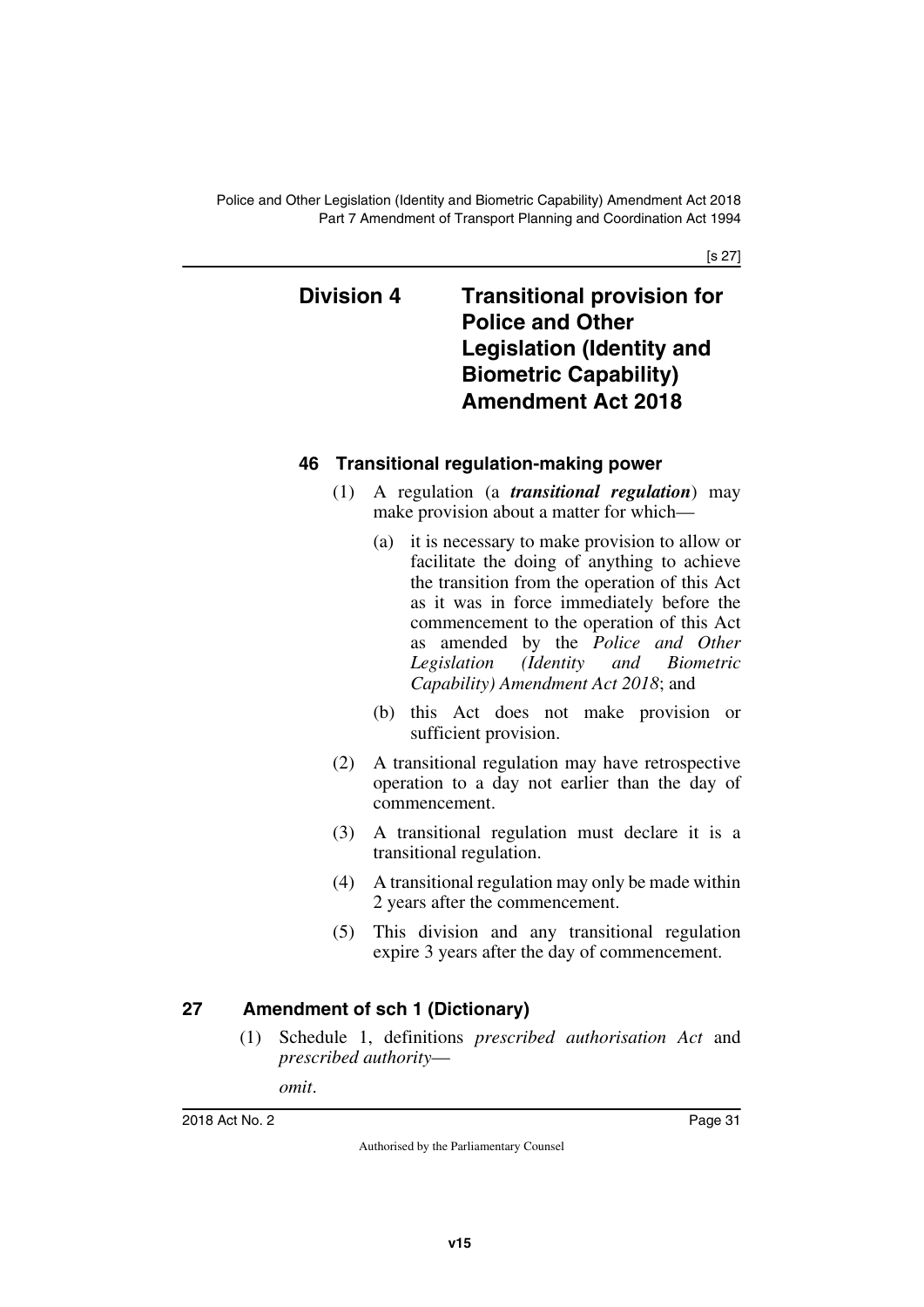## Division 4 Transitional provision for Police and Other Legislation (Identity and Biometric Capability) Amendment Act 2018

### 46 Transitional regulation-making power

(1) A regulation (a ***transitional regulation***) may make provision about a matter for which—

(a) it is necessary to make provision to allow or facilitate the doing of anything to achieve the transition from the operation of this Act as it was in force immediately before the commencement to the operation of this Act as amended by the *Police and Other Legislation (Identity and Biometric Capability) Amendment Act 2018*; and

(b) this Act does not make provision or sufficient provision.

(2) A transitional regulation may have retrospective operation to a day not earlier than the day of commencement.

(3) A transitional regulation must declare it is a transitional regulation.

(4) A transitional regulation may only be made within 2 years after the commencement.

(5) This division and any transitional regulation expire 3 years after the day of commencement.

## 27 Amendment of sch 1 (Dictionary)

(1) Schedule 1, definitions *prescribed authorisation Act* and *prescribed authority*—

*omit*.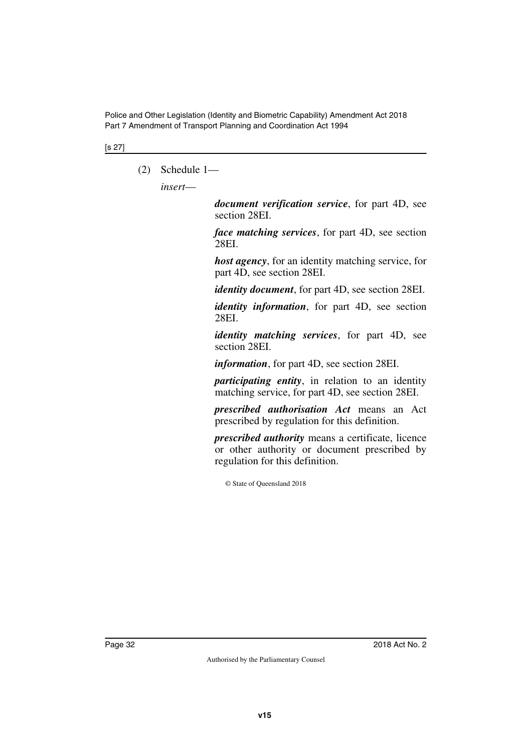(2) Schedule 1—

*insert*—

***document verification service***, for part 4D, see section 28EI.

***face matching services***, for part 4D, see section 28EI.

***host agency***, for an identity matching service, for part 4D, see section 28EI.

***identity document***, for part 4D, see section 28EI.

***identity information***, for part 4D, see section 28EI.

***identity matching services***, for part 4D, see section 28EI.

***information***, for part 4D, see section 28EI.

***participating entity***, in relation to an identity matching service, for part 4D, see section 28EI.

***prescribed authorisation Act*** means an Act prescribed by regulation for this definition.

***prescribed authority*** means a certificate, licence or other authority or document prescribed by regulation for this definition.

© State of Queensland 2018